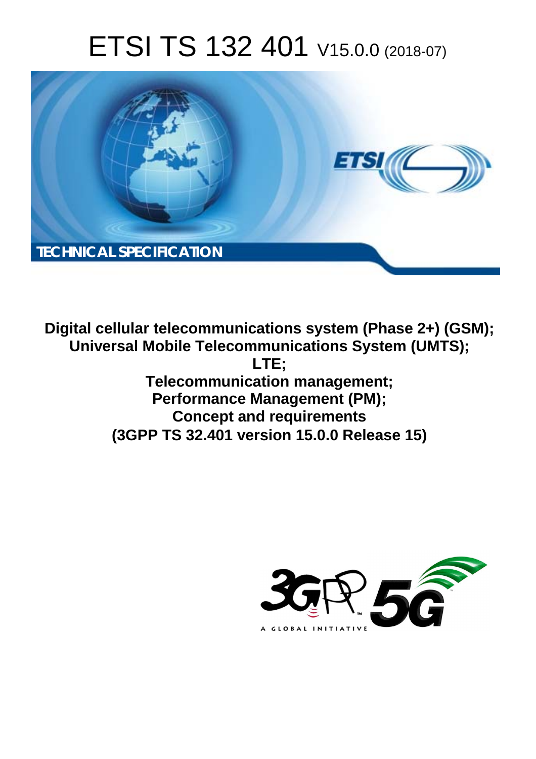# ETSI TS 132 401 V15.0.0 (2018-07)

TECHNICAL SPECIFICATION

**Digital cellular telecommunications system (Phase 2+) (GSM);**
**Universal Mobile Telecommunications System (UMTS);**
**LTE;**
**Telecommunication management;**
**Performance Management (PM);**
**Concept and requirements**
**(3GPP TS 32.401 version 15.0.0 Release 15)**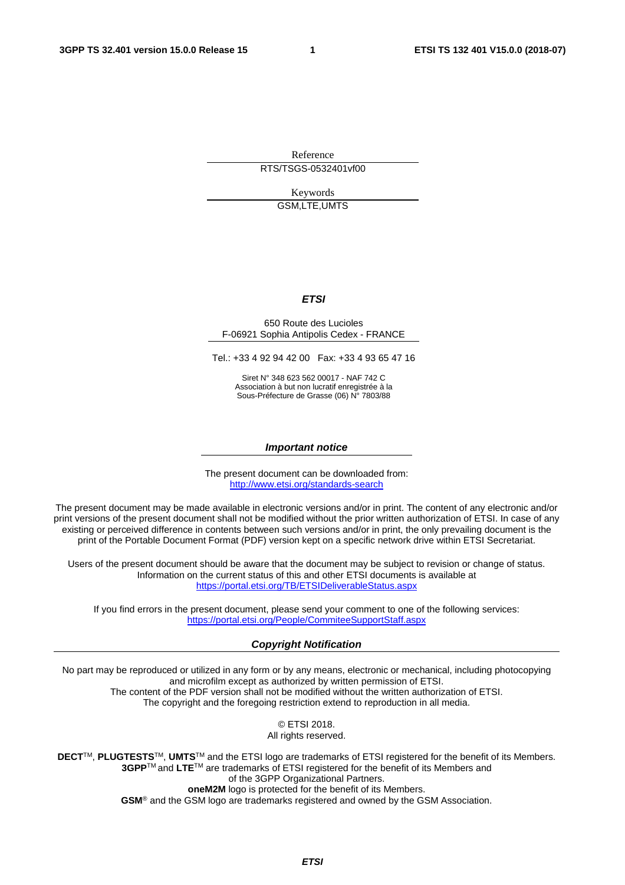Reference

RTS/TSGS-0532401vf00

Keywords

GSM,LTE,UMTS

***ETSI***

650 Route des Lucioles
F-06921 Sophia Antipolis Cedex - FRANCE

Tel.: +33 4 92 94 42 00   Fax: +33 4 93 65 47 16

Siret N° 348 623 562 00017 - NAF 742 C
Association à but non lucratif enregistrée à la
Sous-Préfecture de Grasse (06) N° 7803/88

***Important notice***

The present document can be downloaded from:
http://www.etsi.org/standards-search

The present document may be made available in electronic versions and/or in print. The content of any electronic and/or print versions of the present document shall not be modified without the prior written authorization of ETSI. In case of any existing or perceived difference in contents between such versions and/or in print, the only prevailing document is the print of the Portable Document Format (PDF) version kept on a specific network drive within ETSI Secretariat.

Users of the present document should be aware that the document may be subject to revision or change of status. Information on the current status of this and other ETSI documents is available at
https://portal.etsi.org/TB/ETSIDeliverableStatus.aspx

If you find errors in the present document, please send your comment to one of the following services:
https://portal.etsi.org/People/CommiteeSupportStaff.aspx

***Copyright Notification***

No part may be reproduced or utilized in any form or by any means, electronic or mechanical, including photocopying and microfilm except as authorized by written permission of ETSI.
The content of the PDF version shall not be modified without the written authorization of ETSI.
The copyright and the foregoing restriction extend to reproduction in all media.

© ETSI 2018.
All rights reserved.

**DECT**TM, **PLUGTESTS**TM, **UMTS**TM and the ETSI logo are trademarks of ETSI registered for the benefit of its Members.
**3GPP**TM and **LTE**TM are trademarks of ETSI registered for the benefit of its Members and
of the 3GPP Organizational Partners.
**oneM2M** logo is protected for the benefit of its Members.
**GSM**® and the GSM logo are trademarks registered and owned by the GSM Association.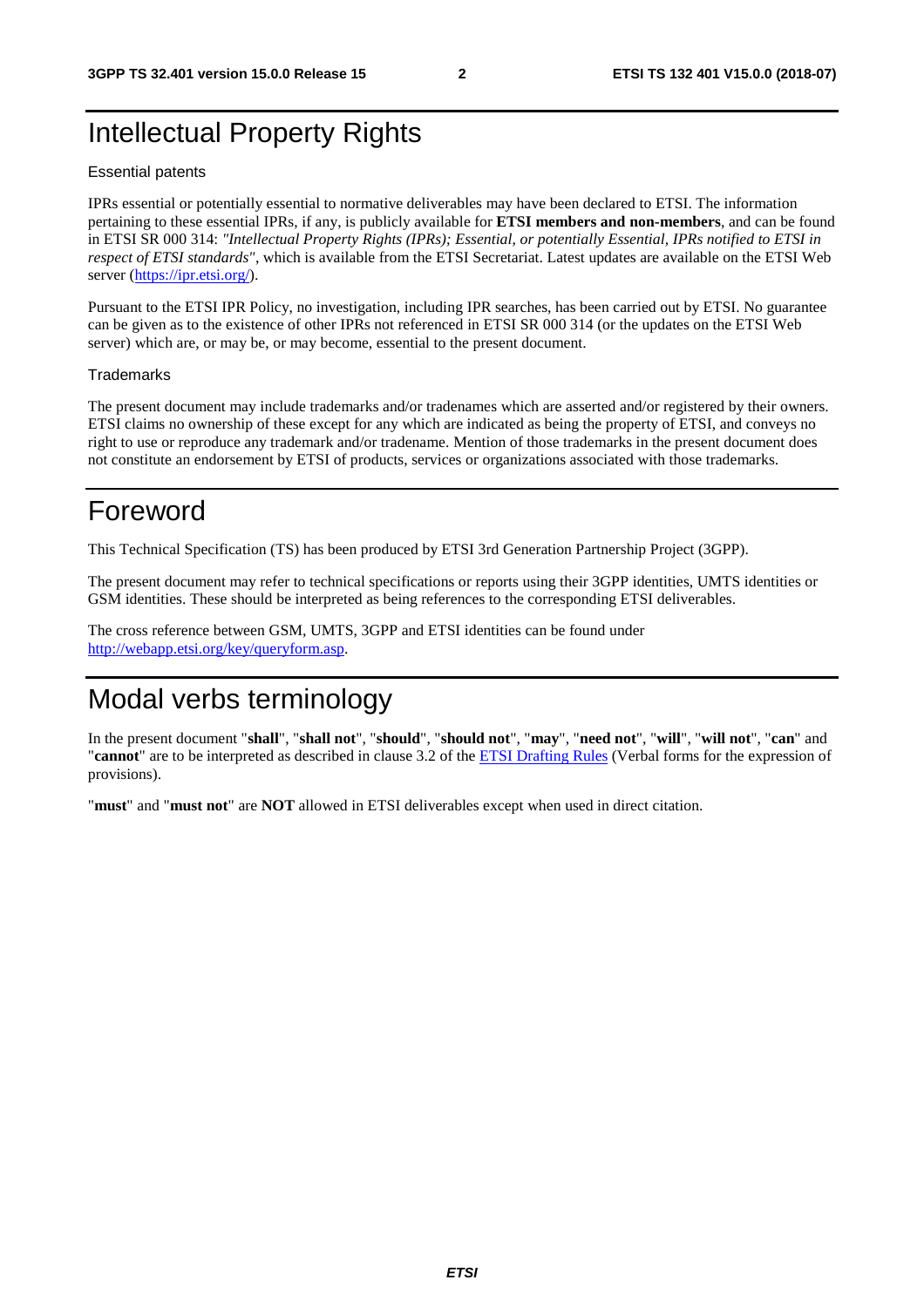# Intellectual Property Rights

### Essential patents

IPRs essential or potentially essential to normative deliverables may have been declared to ETSI. The information pertaining to these essential IPRs, if any, is publicly available for **ETSI members and non-members**, and can be found in ETSI SR 000 314: *"Intellectual Property Rights (IPRs); Essential, or potentially Essential, IPRs notified to ETSI in respect of ETSI standards"*, which is available from the ETSI Secretariat. Latest updates are available on the ETSI Web server (https://ipr.etsi.org/).

Pursuant to the ETSI IPR Policy, no investigation, including IPR searches, has been carried out by ETSI. No guarantee can be given as to the existence of other IPRs not referenced in ETSI SR 000 314 (or the updates on the ETSI Web server) which are, or may be, or may become, essential to the present document.

### Trademarks

The present document may include trademarks and/or tradenames which are asserted and/or registered by their owners. ETSI claims no ownership of these except for any which are indicated as being the property of ETSI, and conveys no right to use or reproduce any trademark and/or tradename. Mention of those trademarks in the present document does not constitute an endorsement by ETSI of products, services or organizations associated with those trademarks.

# Foreword

This Technical Specification (TS) has been produced by ETSI 3rd Generation Partnership Project (3GPP).

The present document may refer to technical specifications or reports using their 3GPP identities, UMTS identities or GSM identities. These should be interpreted as being references to the corresponding ETSI deliverables.

The cross reference between GSM, UMTS, 3GPP and ETSI identities can be found under http://webapp.etsi.org/key/queryform.asp.

# Modal verbs terminology

In the present document "**shall**", "**shall not**", "**should**", "**should not**", "**may**", "**need not**", "**will**", "**will not**", "**can**" and "**cannot**" are to be interpreted as described in clause 3.2 of the ETSI Drafting Rules (Verbal forms for the expression of provisions).

"**must**" and "**must not**" are **NOT** allowed in ETSI deliverables except when used in direct citation.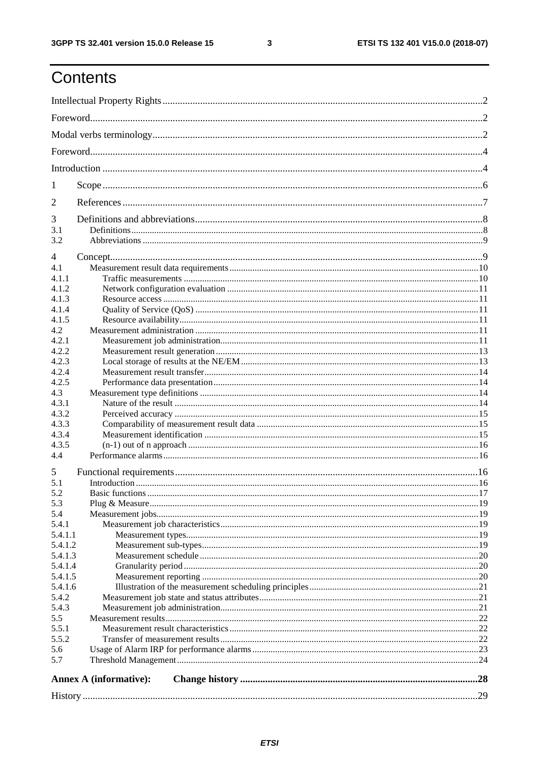# Contents

Intellectual Property Rights ..... 2

Foreword ..... 2

Modal verbs terminology ..... 2

Foreword ..... 4

Introduction ..... 4

1 Scope ..... 6

2 References ..... 7

3 Definitions and abbreviations ..... 8

3.1 Definitions ..... 8

3.2 Abbreviations ..... 9

4 Concept ..... 9

4.1 Measurement result data requirements ..... 10

4.1.1 Traffic measurements ..... 10

4.1.2 Network configuration evaluation ..... 11

4.1.3 Resource access ..... 11

4.1.4 Quality of Service (QoS) ..... 11

4.1.5 Resource availability ..... 11

4.2 Measurement administration ..... 11

4.2.1 Measurement job administration ..... 11

4.2.2 Measurement result generation ..... 13

4.2.3 Local storage of results at the NE/EM ..... 13

4.2.4 Measurement result transfer ..... 14

4.2.5 Performance data presentation ..... 14

4.3 Measurement type definitions ..... 14

4.3.1 Nature of the result ..... 14

4.3.2 Perceived accuracy ..... 15

4.3.3 Comparability of measurement result data ..... 15

4.3.4 Measurement identification ..... 15

4.3.5 (n-1) out of n approach ..... 16

4.4 Performance alarms ..... 16

5 Functional requirements ..... 16

5.1 Introduction ..... 16

5.2 Basic functions ..... 17

5.3 Plug & Measure ..... 19

5.4 Measurement jobs ..... 19

5.4.1 Measurement job characteristics ..... 19

5.4.1.1 Measurement types ..... 19

5.4.1.2 Measurement sub-types ..... 19

5.4.1.3 Measurement schedule ..... 20

5.4.1.4 Granularity period ..... 20

5.4.1.5 Measurement reporting ..... 20

5.4.1.6 Illustration of the measurement scheduling principles ..... 21

5.4.2 Measurement job state and status attributes ..... 21

5.4.3 Measurement job administration ..... 21

5.5 Measurement results ..... 22

5.5.1 Measurement result characteristics ..... 22

5.5.2 Transfer of measurement results ..... 22

5.6 Usage of Alarm IRP for performance alarms ..... 23

5.7 Threshold Management ..... 24

**Annex A (informative): Change history ..... 28**

History ..... 29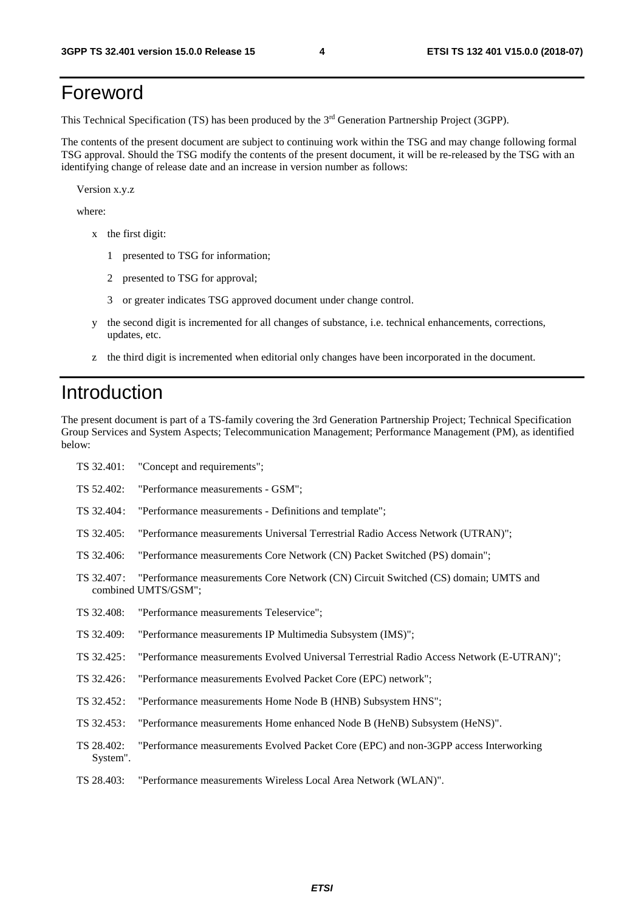# Foreword

This Technical Specification (TS) has been produced by the 3rd Generation Partnership Project (3GPP).

The contents of the present document are subject to continuing work within the TSG and may change following formal TSG approval. Should the TSG modify the contents of the present document, it will be re-released by the TSG with an identifying change of release date and an increase in version number as follows:

Version x.y.z

where:

- x the first digit:
  - 1 presented to TSG for information;
  - 2 presented to TSG for approval;
  - 3 or greater indicates TSG approved document under change control.
- y the second digit is incremented for all changes of substance, i.e. technical enhancements, corrections, updates, etc.
- z the third digit is incremented when editorial only changes have been incorporated in the document.

# Introduction

The present document is part of a TS-family covering the 3rd Generation Partnership Project; Technical Specification Group Services and System Aspects; Telecommunication Management; Performance Management (PM), as identified below:

TS 32.401: "Concept and requirements";

TS 52.402: "Performance measurements - GSM";

TS 32.404: "Performance measurements - Definitions and template";

TS 32.405: "Performance measurements Universal Terrestrial Radio Access Network (UTRAN)";

TS 32.406: "Performance measurements Core Network (CN) Packet Switched (PS) domain";

TS 32.407: "Performance measurements Core Network (CN) Circuit Switched (CS) domain; UMTS and combined UMTS/GSM";

TS 32.408: "Performance measurements Teleservice";

TS 32.409: "Performance measurements IP Multimedia Subsystem (IMS)";

TS 32.425: "Performance measurements Evolved Universal Terrestrial Radio Access Network (E-UTRAN)";

TS 32.426: "Performance measurements Evolved Packet Core (EPC) network";

TS 32.452: "Performance measurements Home Node B (HNB) Subsystem HNS";

TS 32.453: "Performance measurements Home enhanced Node B (HeNB) Subsystem (HeNS)".

TS 28.402: "Performance measurements Evolved Packet Core (EPC) and non-3GPP access Interworking System".

TS 28.403: "Performance measurements Wireless Local Area Network (WLAN)".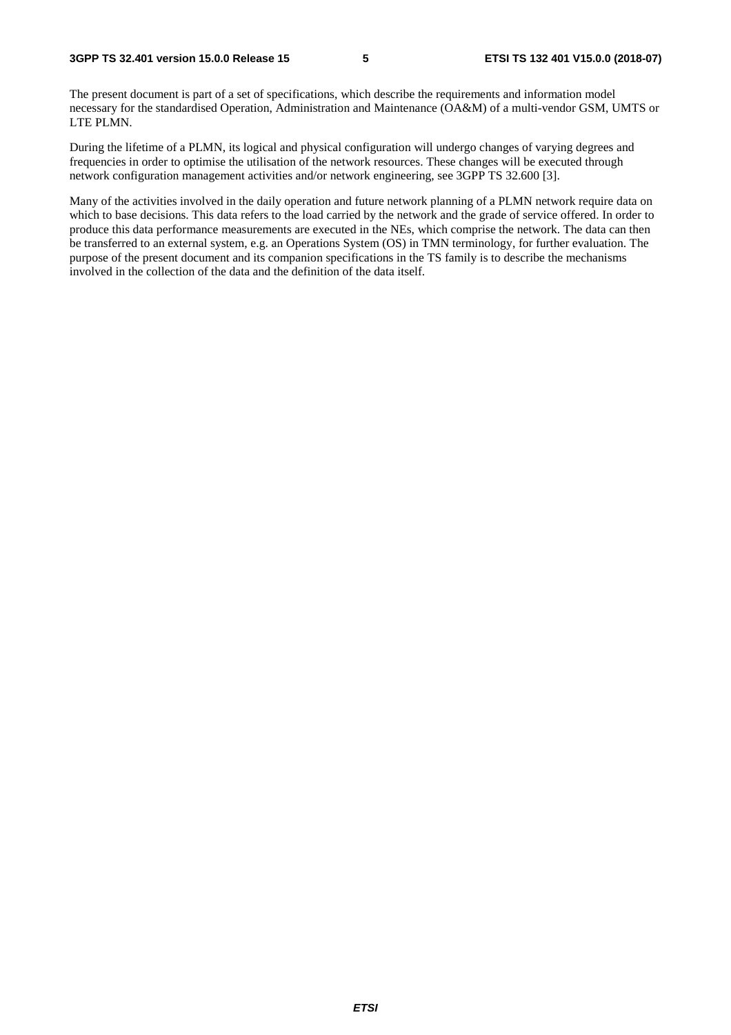The present document is part of a set of specifications, which describe the requirements and information model necessary for the standardised Operation, Administration and Maintenance (OA&M) of a multi-vendor GSM, UMTS or LTE PLMN.

During the lifetime of a PLMN, its logical and physical configuration will undergo changes of varying degrees and frequencies in order to optimise the utilisation of the network resources. These changes will be executed through network configuration management activities and/or network engineering, see 3GPP TS 32.600 [3].

Many of the activities involved in the daily operation and future network planning of a PLMN network require data on which to base decisions. This data refers to the load carried by the network and the grade of service offered. In order to produce this data performance measurements are executed in the NEs, which comprise the network. The data can then be transferred to an external system, e.g. an Operations System (OS) in TMN terminology, for further evaluation. The purpose of the present document and its companion specifications in the TS family is to describe the mechanisms involved in the collection of the data and the definition of the data itself.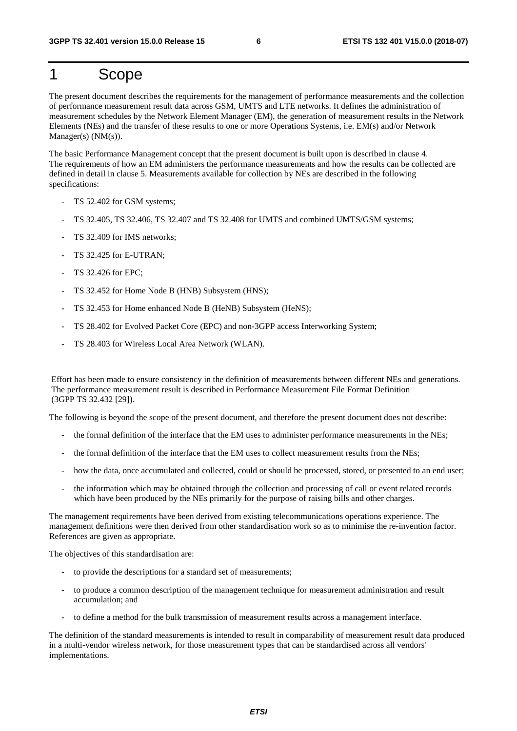# 1 Scope

The present document describes the requirements for the management of performance measurements and the collection of performance measurement result data across GSM, UMTS and LTE networks. It defines the administration of measurement schedules by the Network Element Manager (EM), the generation of measurement results in the Network Elements (NEs) and the transfer of these results to one or more Operations Systems, i.e. EM(s) and/or Network Manager(s) (NM(s)).

The basic Performance Management concept that the present document is built upon is described in clause 4. The requirements of how an EM administers the performance measurements and how the results can be collected are defined in detail in clause 5. Measurements available for collection by NEs are described in the following specifications:

- TS 52.402 for GSM systems;
- TS 32.405, TS 32.406, TS 32.407 and TS 32.408 for UMTS and combined UMTS/GSM systems;
- TS 32.409 for IMS networks;
- TS 32.425 for E-UTRAN;
- TS 32.426 for EPC;
- TS 32.452 for Home Node B (HNB) Subsystem (HNS);
- TS 32.453 for Home enhanced Node B (HeNB) Subsystem (HeNS);
- TS 28.402 for Evolved Packet Core (EPC) and non-3GPP access Interworking System;
- TS 28.403 for Wireless Local Area Network (WLAN).

Effort has been made to ensure consistency in the definition of measurements between different NEs and generations. The performance measurement result is described in Performance Measurement File Format Definition (3GPP TS 32.432 [29]).

The following is beyond the scope of the present document, and therefore the present document does not describe:

- the formal definition of the interface that the EM uses to administer performance measurements in the NEs;
- the formal definition of the interface that the EM uses to collect measurement results from the NEs;
- how the data, once accumulated and collected, could or should be processed, stored, or presented to an end user;
- the information which may be obtained through the collection and processing of call or event related records which have been produced by the NEs primarily for the purpose of raising bills and other charges.

The management requirements have been derived from existing telecommunications operations experience. The management definitions were then derived from other standardisation work so as to minimise the re-invention factor. References are given as appropriate.

The objectives of this standardisation are:

- to provide the descriptions for a standard set of measurements;
- to produce a common description of the management technique for measurement administration and result accumulation; and
- to define a method for the bulk transmission of measurement results across a management interface.

The definition of the standard measurements is intended to result in comparability of measurement result data produced in a multi-vendor wireless network, for those measurement types that can be standardised across all vendors' implementations.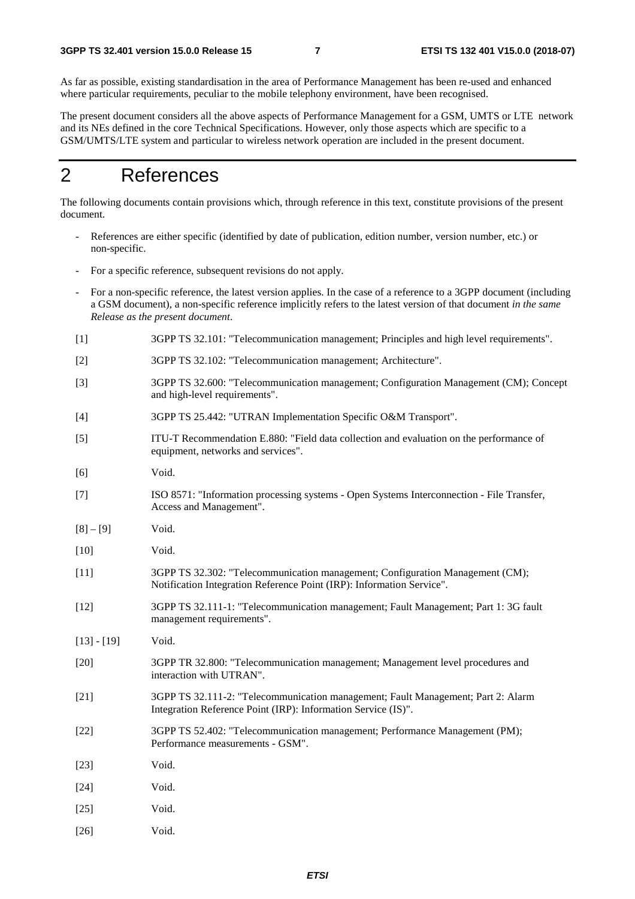As far as possible, existing standardisation in the area of Performance Management has been re-used and enhanced where particular requirements, peculiar to the mobile telephony environment, have been recognised.

The present document considers all the above aspects of Performance Management for a GSM, UMTS or LTE network and its NEs defined in the core Technical Specifications. However, only those aspects which are specific to a GSM/UMTS/LTE system and particular to wireless network operation are included in the present document.

# 2 References

The following documents contain provisions which, through reference in this text, constitute provisions of the present document.

- References are either specific (identified by date of publication, edition number, version number, etc.) or non-specific.
- For a specific reference, subsequent revisions do not apply.
- For a non-specific reference, the latest version applies. In the case of a reference to a 3GPP document (including a GSM document), a non-specific reference implicitly refers to the latest version of that document *in the same Release as the present document*.

[1] 3GPP TS 32.101: "Telecommunication management; Principles and high level requirements".

[2] 3GPP TS 32.102: "Telecommunication management; Architecture".

[3] 3GPP TS 32.600: "Telecommunication management; Configuration Management (CM); Concept and high-level requirements".

[4] 3GPP TS 25.442: "UTRAN Implementation Specific O&M Transport".

[5] ITU-T Recommendation E.880: "Field data collection and evaluation on the performance of equipment, networks and services".

[6] Void.

[7] ISO 8571: "Information processing systems - Open Systems Interconnection - File Transfer, Access and Management".

[8] – [9] Void.

[10] Void.

[11] 3GPP TS 32.302: "Telecommunication management; Configuration Management (CM); Notification Integration Reference Point (IRP): Information Service".

[12] 3GPP TS 32.111-1: "Telecommunication management; Fault Management; Part 1: 3G fault management requirements".

[13] - [19] Void.

[20] 3GPP TR 32.800: "Telecommunication management; Management level procedures and interaction with UTRAN".

[21] 3GPP TS 32.111-2: "Telecommunication management; Fault Management; Part 2: Alarm Integration Reference Point (IRP): Information Service (IS)".

[22] 3GPP TS 52.402: "Telecommunication management; Performance Management (PM); Performance measurements - GSM".

[23] Void.

[24] Void.

[25] Void.

[26] Void.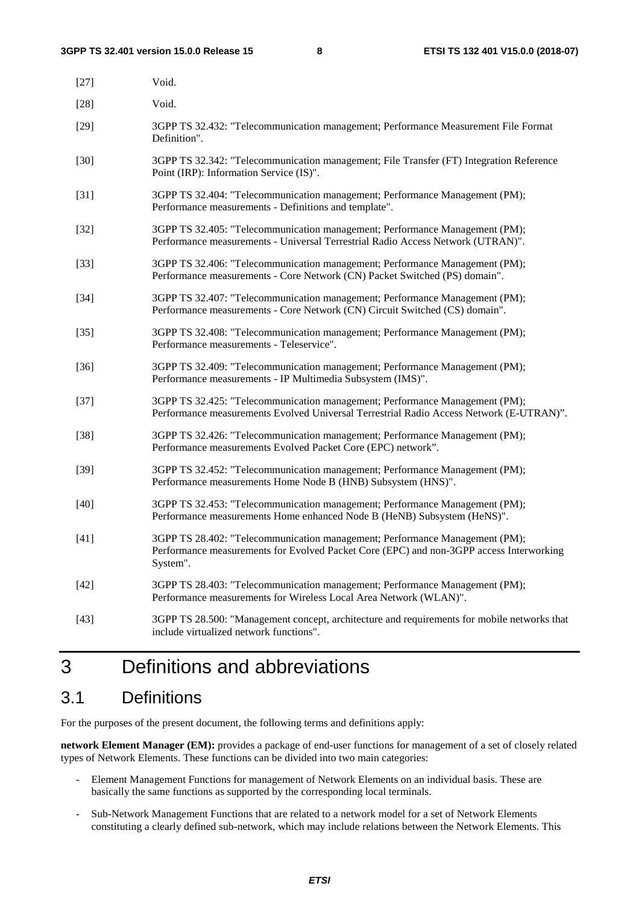[27] Void.

[28] Void.

[29] 3GPP TS 32.432: "Telecommunication management; Performance Measurement File Format Definition".

[30] 3GPP TS 32.342: "Telecommunication management; File Transfer (FT) Integration Reference Point (IRP): Information Service (IS)".

[31] 3GPP TS 32.404: "Telecommunication management; Performance Management (PM); Performance measurements - Definitions and template".

[32] 3GPP TS 32.405: "Telecommunication management; Performance Management (PM); Performance measurements - Universal Terrestrial Radio Access Network (UTRAN)".

[33] 3GPP TS 32.406: "Telecommunication management; Performance Management (PM); Performance measurements - Core Network (CN) Packet Switched (PS) domain".

[34] 3GPP TS 32.407: "Telecommunication management; Performance Management (PM); Performance measurements - Core Network (CN) Circuit Switched (CS) domain".

[35] 3GPP TS 32.408: "Telecommunication management; Performance Management (PM); Performance measurements - Teleservice".

[36] 3GPP TS 32.409: "Telecommunication management; Performance Management (PM); Performance measurements - IP Multimedia Subsystem (IMS)".

[37] 3GPP TS 32.425: "Telecommunication management; Performance Management (PM); Performance measurements Evolved Universal Terrestrial Radio Access Network (E-UTRAN)".

[38] 3GPP TS 32.426: "Telecommunication management; Performance Management (PM); Performance measurements Evolved Packet Core (EPC) network".

[39] 3GPP TS 32.452: "Telecommunication management; Performance Management (PM); Performance measurements Home Node B (HNB) Subsystem (HNS)".

[40] 3GPP TS 32.453: "Telecommunication management; Performance Management (PM); Performance measurements Home enhanced Node B (HeNB) Subsystem (HeNS)".

[41] 3GPP TS 28.402: "Telecommunication management; Performance Management (PM); Performance measurements for Evolved Packet Core (EPC) and non-3GPP access Interworking System".

[42] 3GPP TS 28.403: "Telecommunication management; Performance Management (PM); Performance measurements for Wireless Local Area Network (WLAN)".

[43] 3GPP TS 28.500: "Management concept, architecture and requirements for mobile networks that include virtualized network functions".

# 3 Definitions and abbreviations

## 3.1 Definitions

For the purposes of the present document, the following terms and definitions apply:

**network Element Manager (EM):** provides a package of end-user functions for management of a set of closely related types of Network Elements. These functions can be divided into two main categories:

- Element Management Functions for management of Network Elements on an individual basis. These are basically the same functions as supported by the corresponding local terminals.
- Sub-Network Management Functions that are related to a network model for a set of Network Elements constituting a clearly defined sub-network, which may include relations between the Network Elements. This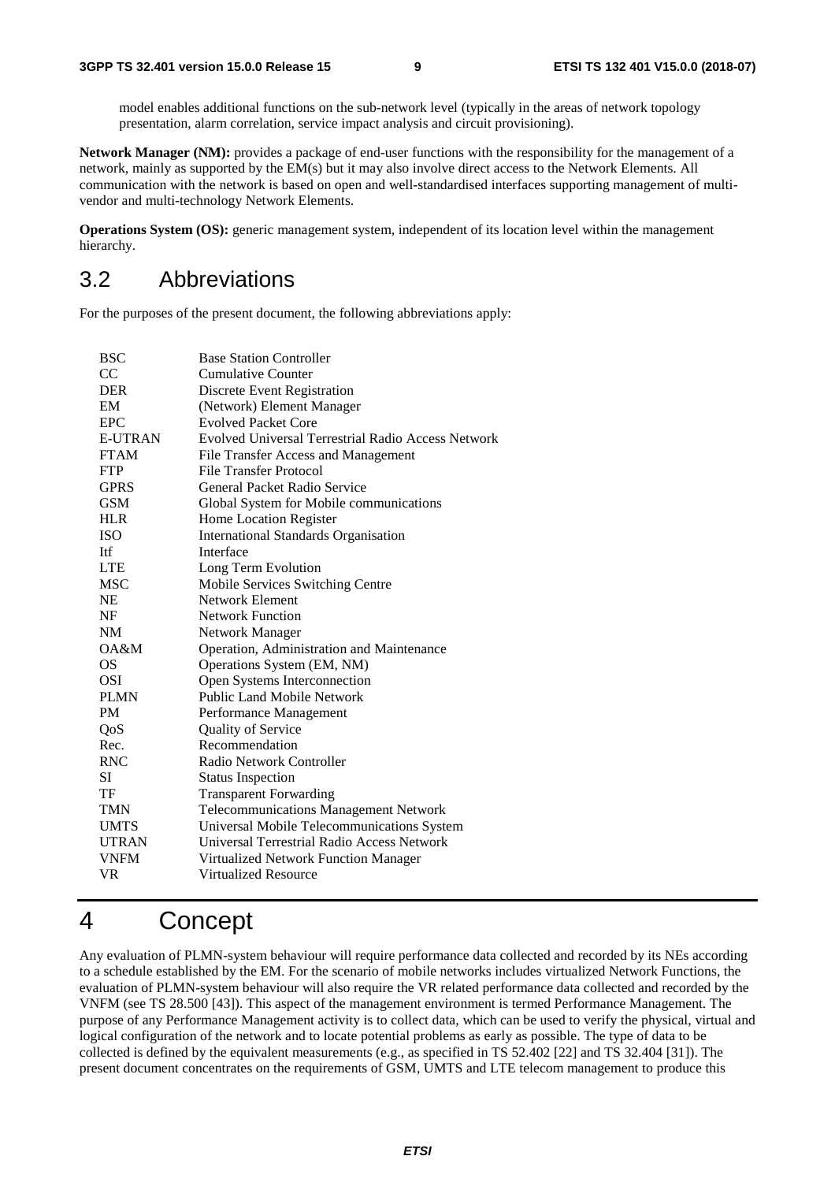model enables additional functions on the sub-network level (typically in the areas of network topology presentation, alarm correlation, service impact analysis and circuit provisioning).

**Network Manager (NM):** provides a package of end-user functions with the responsibility for the management of a network, mainly as supported by the EM(s) but it may also involve direct access to the Network Elements. All communication with the network is based on open and well-standardised interfaces supporting management of multi-vendor and multi-technology Network Elements.

**Operations System (OS):** generic management system, independent of its location level within the management hierarchy.

## 3.2 Abbreviations

For the purposes of the present document, the following abbreviations apply:

| | |
|---|---|
| BSC | Base Station Controller |
| CC | Cumulative Counter |
| DER | Discrete Event Registration |
| EM | (Network) Element Manager |
| EPC | Evolved Packet Core |
| E-UTRAN | Evolved Universal Terrestrial Radio Access Network |
| FTAM | File Transfer Access and Management |
| FTP | File Transfer Protocol |
| GPRS | General Packet Radio Service |
| GSM | Global System for Mobile communications |
| HLR | Home Location Register |
| ISO | International Standards Organisation |
| Itf | Interface |
| LTE | Long Term Evolution |
| MSC | Mobile Services Switching Centre |
| NE | Network Element |
| NF | Network Function |
| NM | Network Manager |
| OA&M | Operation, Administration and Maintenance |
| OS | Operations System (EM, NM) |
| OSI | Open Systems Interconnection |
| PLMN | Public Land Mobile Network |
| PM | Performance Management |
| QoS | Quality of Service |
| Rec. | Recommendation |
| RNC | Radio Network Controller |
| SI | Status Inspection |
| TF | Transparent Forwarding |
| TMN | Telecommunications Management Network |
| UMTS | Universal Mobile Telecommunications System |
| UTRAN | Universal Terrestrial Radio Access Network |
| VNFM | Virtualized Network Function Manager |
| VR | Virtualized Resource |

# 4 Concept

Any evaluation of PLMN-system behaviour will require performance data collected and recorded by its NEs according to a schedule established by the EM. For the scenario of mobile networks includes virtualized Network Functions, the evaluation of PLMN-system behaviour will also require the VR related performance data collected and recorded by the VNFM (see TS 28.500 [43]). This aspect of the management environment is termed Performance Management. The purpose of any Performance Management activity is to collect data, which can be used to verify the physical, virtual and logical configuration of the network and to locate potential problems as early as possible. The type of data to be collected is defined by the equivalent measurements (e.g., as specified in TS 52.402 [22] and TS 32.404 [31]). The present document concentrates on the requirements of GSM, UMTS and LTE telecom management to produce this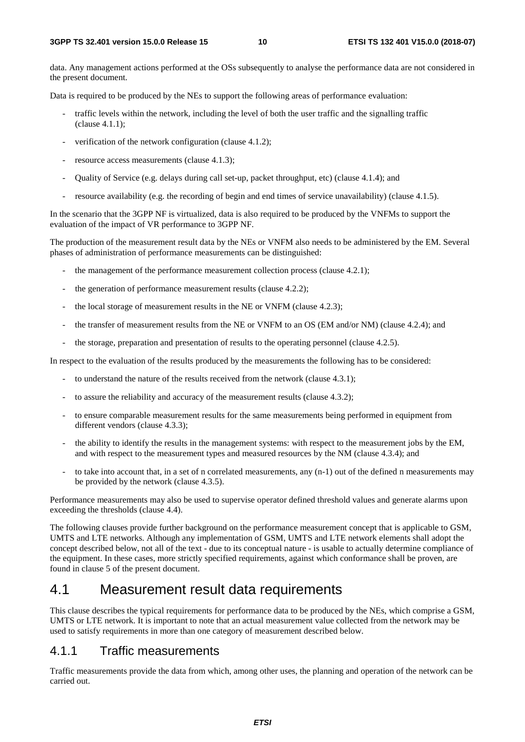data. Any management actions performed at the OSs subsequently to analyse the performance data are not considered in the present document.

Data is required to be produced by the NEs to support the following areas of performance evaluation:

- traffic levels within the network, including the level of both the user traffic and the signalling traffic (clause 4.1.1);
- verification of the network configuration (clause 4.1.2);
- resource access measurements (clause 4.1.3);
- Quality of Service (e.g. delays during call set-up, packet throughput, etc) (clause 4.1.4); and
- resource availability (e.g. the recording of begin and end times of service unavailability) (clause 4.1.5).

In the scenario that the 3GPP NF is virtualized, data is also required to be produced by the VNFMs to support the evaluation of the impact of VR performance to 3GPP NF.

The production of the measurement result data by the NEs or VNFM also needs to be administered by the EM. Several phases of administration of performance measurements can be distinguished:

- the management of the performance measurement collection process (clause 4.2.1);
- the generation of performance measurement results (clause 4.2.2);
- the local storage of measurement results in the NE or VNFM (clause 4.2.3);
- the transfer of measurement results from the NE or VNFM to an OS (EM and/or NM) (clause 4.2.4); and
- the storage, preparation and presentation of results to the operating personnel (clause 4.2.5).

In respect to the evaluation of the results produced by the measurements the following has to be considered:

- to understand the nature of the results received from the network (clause 4.3.1);
- to assure the reliability and accuracy of the measurement results (clause 4.3.2);
- to ensure comparable measurement results for the same measurements being performed in equipment from different vendors (clause 4.3.3);
- the ability to identify the results in the management systems: with respect to the measurement jobs by the EM, and with respect to the measurement types and measured resources by the NM (clause 4.3.4); and
- to take into account that, in a set of n correlated measurements, any (n-1) out of the defined n measurements may be provided by the network (clause 4.3.5).

Performance measurements may also be used to supervise operator defined threshold values and generate alarms upon exceeding the thresholds (clause 4.4).

The following clauses provide further background on the performance measurement concept that is applicable to GSM, UMTS and LTE networks. Although any implementation of GSM, UMTS and LTE network elements shall adopt the concept described below, not all of the text - due to its conceptual nature - is usable to actually determine compliance of the equipment. In these cases, more strictly specified requirements, against which conformance shall be proven, are found in clause 5 of the present document.

## 4.1 Measurement result data requirements

This clause describes the typical requirements for performance data to be produced by the NEs, which comprise a GSM, UMTS or LTE network. It is important to note that an actual measurement value collected from the network may be used to satisfy requirements in more than one category of measurement described below.

### 4.1.1 Traffic measurements

Traffic measurements provide the data from which, among other uses, the planning and operation of the network can be carried out.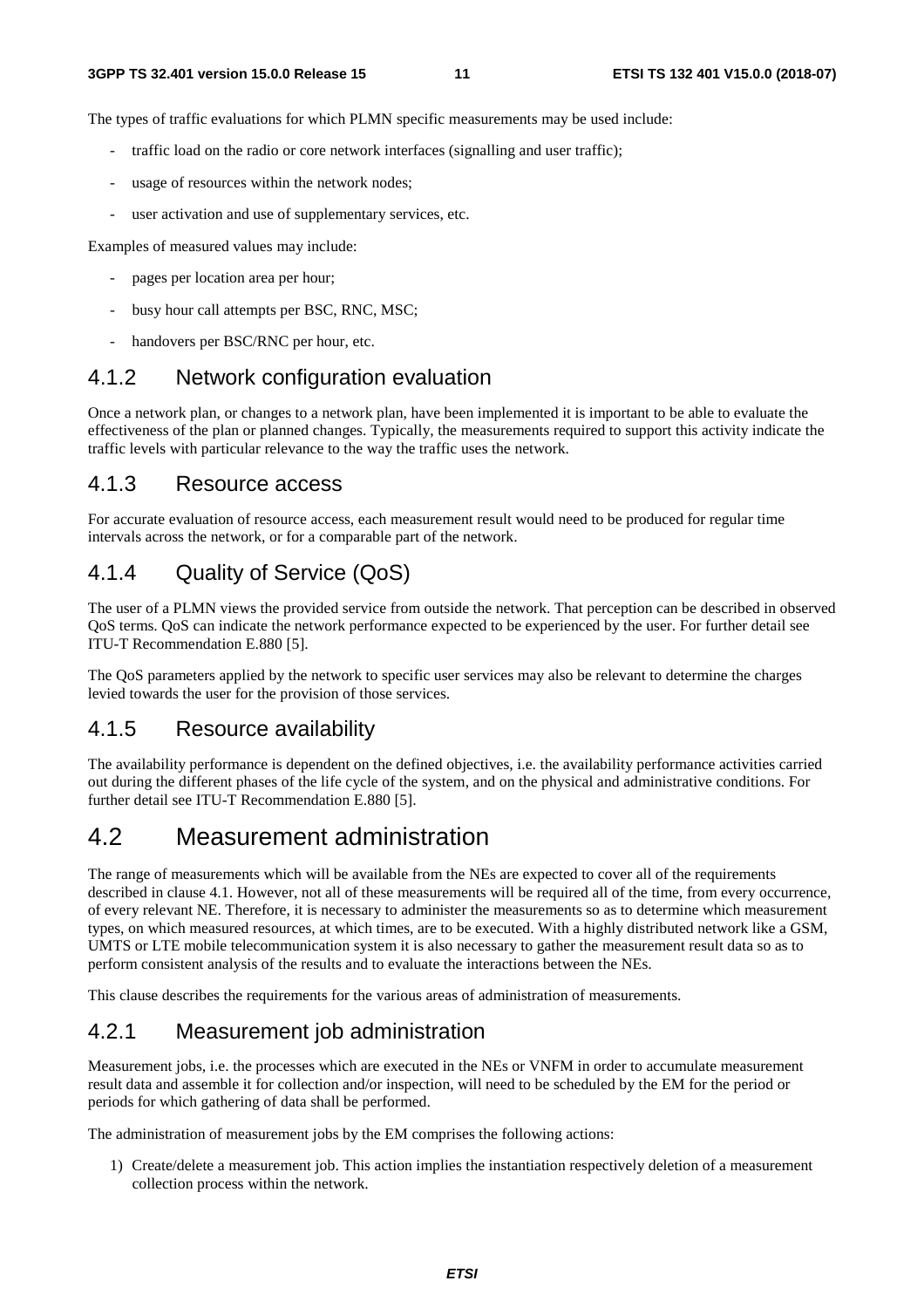The types of traffic evaluations for which PLMN specific measurements may be used include:

- traffic load on the radio or core network interfaces (signalling and user traffic);
- usage of resources within the network nodes;
- user activation and use of supplementary services, etc.

Examples of measured values may include:

- pages per location area per hour;
- busy hour call attempts per BSC, RNC, MSC;
- handovers per BSC/RNC per hour, etc.

### 4.1.2 Network configuration evaluation

Once a network plan, or changes to a network plan, have been implemented it is important to be able to evaluate the effectiveness of the plan or planned changes. Typically, the measurements required to support this activity indicate the traffic levels with particular relevance to the way the traffic uses the network.

### 4.1.3 Resource access

For accurate evaluation of resource access, each measurement result would need to be produced for regular time intervals across the network, or for a comparable part of the network.

### 4.1.4 Quality of Service (QoS)

The user of a PLMN views the provided service from outside the network. That perception can be described in observed QoS terms. QoS can indicate the network performance expected to be experienced by the user. For further detail see ITU-T Recommendation E.880 [5].

The QoS parameters applied by the network to specific user services may also be relevant to determine the charges levied towards the user for the provision of those services.

### 4.1.5 Resource availability

The availability performance is dependent on the defined objectives, i.e. the availability performance activities carried out during the different phases of the life cycle of the system, and on the physical and administrative conditions. For further detail see ITU-T Recommendation E.880 [5].

## 4.2 Measurement administration

The range of measurements which will be available from the NEs are expected to cover all of the requirements described in clause 4.1. However, not all of these measurements will be required all of the time, from every occurrence, of every relevant NE. Therefore, it is necessary to administer the measurements so as to determine which measurement types, on which measured resources, at which times, are to be executed. With a highly distributed network like a GSM, UMTS or LTE mobile telecommunication system it is also necessary to gather the measurement result data so as to perform consistent analysis of the results and to evaluate the interactions between the NEs.

This clause describes the requirements for the various areas of administration of measurements.

### 4.2.1 Measurement job administration

Measurement jobs, i.e. the processes which are executed in the NEs or VNFM in order to accumulate measurement result data and assemble it for collection and/or inspection, will need to be scheduled by the EM for the period or periods for which gathering of data shall be performed.

The administration of measurement jobs by the EM comprises the following actions:

1) Create/delete a measurement job. This action implies the instantiation respectively deletion of a measurement collection process within the network.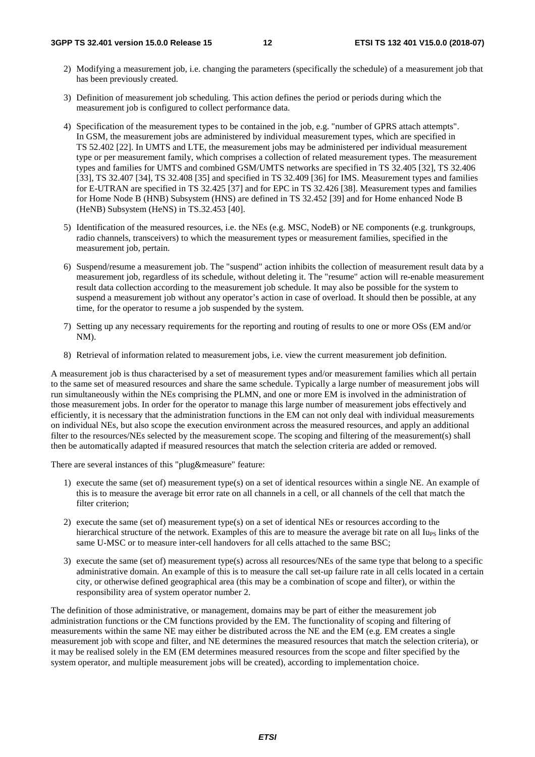2) Modifying a measurement job, i.e. changing the parameters (specifically the schedule) of a measurement job that has been previously created.

3) Definition of measurement job scheduling. This action defines the period or periods during which the measurement job is configured to collect performance data.

4) Specification of the measurement types to be contained in the job, e.g. "number of GPRS attach attempts". In GSM, the measurement jobs are administered by individual measurement types, which are specified in TS 52.402 [22]. In UMTS and LTE, the measurement jobs may be administered per individual measurement type or per measurement family, which comprises a collection of related measurement types. The measurement types and families for UMTS and combined GSM/UMTS networks are specified in TS 32.405 [32], TS 32.406 [33], TS 32.407 [34], TS 32.408 [35] and specified in TS 32.409 [36] for IMS. Measurement types and families for E-UTRAN are specified in TS 32.425 [37] and for EPC in TS 32.426 [38]. Measurement types and families for Home Node B (HNB) Subsystem (HNS) are defined in TS 32.452 [39] and for Home enhanced Node B (HeNB) Subsystem (HeNS) in TS.32.453 [40].

5) Identification of the measured resources, i.e. the NEs (e.g. MSC, NodeB) or NE components (e.g. trunkgroups, radio channels, transceivers) to which the measurement types or measurement families, specified in the measurement job, pertain.

6) Suspend/resume a measurement job. The "suspend" action inhibits the collection of measurement result data by a measurement job, regardless of its schedule, without deleting it. The "resume" action will re-enable measurement result data collection according to the measurement job schedule. It may also be possible for the system to suspend a measurement job without any operator's action in case of overload. It should then be possible, at any time, for the operator to resume a job suspended by the system.

7) Setting up any necessary requirements for the reporting and routing of results to one or more OSs (EM and/or NM).

8) Retrieval of information related to measurement jobs, i.e. view the current measurement job definition.

A measurement job is thus characterised by a set of measurement types and/or measurement families which all pertain to the same set of measured resources and share the same schedule. Typically a large number of measurement jobs will run simultaneously within the NEs comprising the PLMN, and one or more EM is involved in the administration of those measurement jobs. In order for the operator to manage this large number of measurement jobs effectively and efficiently, it is necessary that the administration functions in the EM can not only deal with individual measurements on individual NEs, but also scope the execution environment across the measured resources, and apply an additional filter to the resources/NEs selected by the measurement scope. The scoping and filtering of the measurement(s) shall then be automatically adapted if measured resources that match the selection criteria are added or removed.

There are several instances of this "plug&measure" feature:

1) execute the same (set of) measurement type(s) on a set of identical resources within a single NE. An example of this is to measure the average bit error rate on all channels in a cell, or all channels of the cell that match the filter criterion;

2) execute the same (set of) measurement type(s) on a set of identical NEs or resources according to the hierarchical structure of the network. Examples of this are to measure the average bit rate on all $Iu_{PS}$ links of the same U-MSC or to measure inter-cell handovers for all cells attached to the same BSC;

3) execute the same (set of) measurement type(s) across all resources/NEs of the same type that belong to a specific administrative domain. An example of this is to measure the call set-up failure rate in all cells located in a certain city, or otherwise defined geographical area (this may be a combination of scope and filter), or within the responsibility area of system operator number 2.

The definition of those administrative, or management, domains may be part of either the measurement job administration functions or the CM functions provided by the EM. The functionality of scoping and filtering of measurements within the same NE may either be distributed across the NE and the EM (e.g. EM creates a single measurement job with scope and filter, and NE determines the measured resources that match the selection criteria), or it may be realised solely in the EM (EM determines measured resources from the scope and filter specified by the system operator, and multiple measurement jobs will be created), according to implementation choice.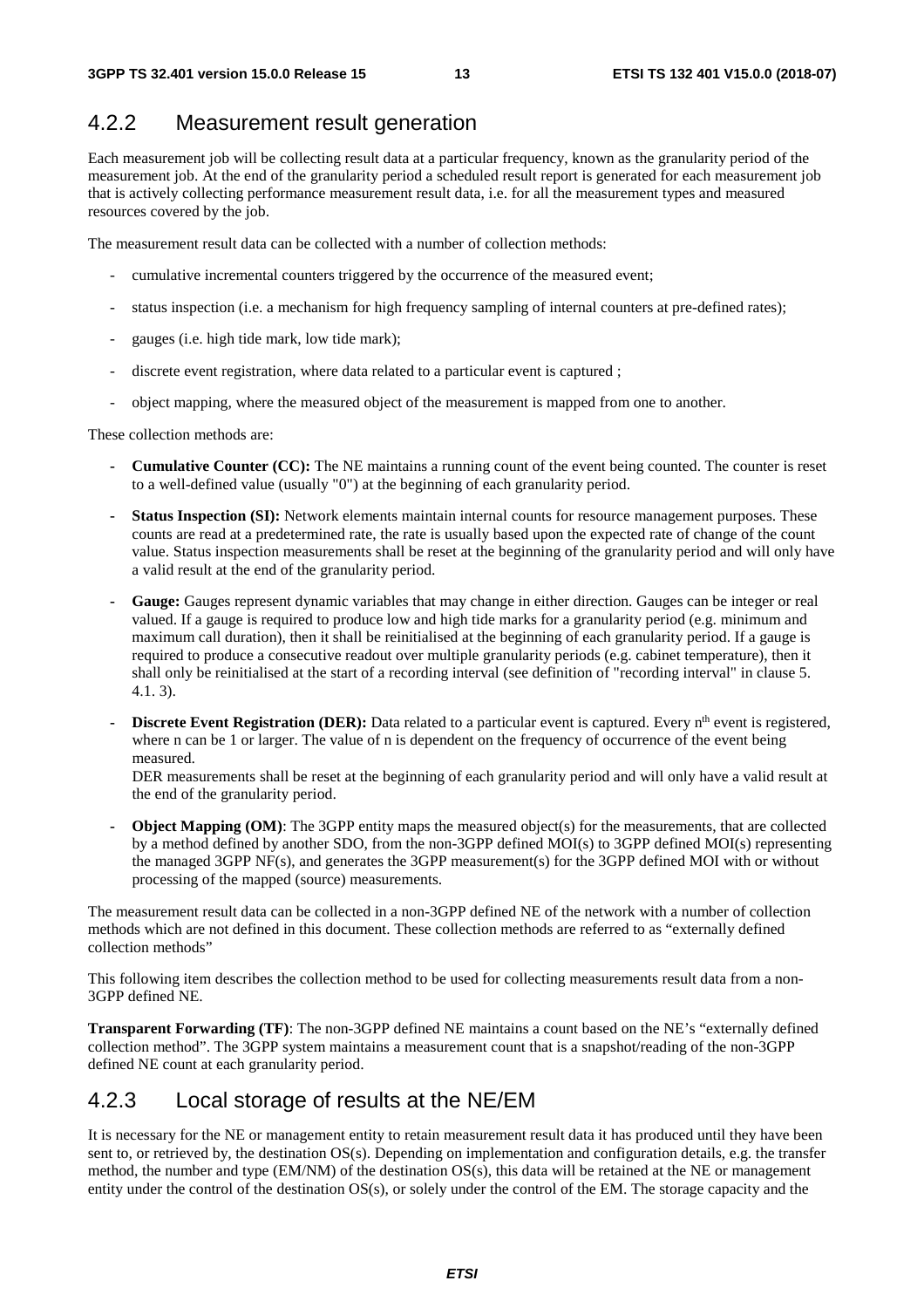## 4.2.2 Measurement result generation

Each measurement job will be collecting result data at a particular frequency, known as the granularity period of the measurement job. At the end of the granularity period a scheduled result report is generated for each measurement job that is actively collecting performance measurement result data, i.e. for all the measurement types and measured resources covered by the job.

The measurement result data can be collected with a number of collection methods:

- cumulative incremental counters triggered by the occurrence of the measured event;
- status inspection (i.e. a mechanism for high frequency sampling of internal counters at pre-defined rates);
- gauges (i.e. high tide mark, low tide mark);
- discrete event registration, where data related to a particular event is captured ;
- object mapping, where the measured object of the measurement is mapped from one to another.

These collection methods are:

- **Cumulative Counter (CC):** The NE maintains a running count of the event being counted. The counter is reset to a well-defined value (usually "0") at the beginning of each granularity period.
- **Status Inspection (SI):** Network elements maintain internal counts for resource management purposes. These counts are read at a predetermined rate, the rate is usually based upon the expected rate of change of the count value. Status inspection measurements shall be reset at the beginning of the granularity period and will only have a valid result at the end of the granularity period.
- **Gauge:** Gauges represent dynamic variables that may change in either direction. Gauges can be integer or real valued. If a gauge is required to produce low and high tide marks for a granularity period (e.g. minimum and maximum call duration), then it shall be reinitialised at the beginning of each granularity period. If a gauge is required to produce a consecutive readout over multiple granularity periods (e.g. cabinet temperature), then it shall only be reinitialised at the start of a recording interval (see definition of "recording interval" in clause 5. 4.1. 3).
- **Discrete Event Registration (DER):** Data related to a particular event is captured. Every $n^{th}$ event is registered, where n can be 1 or larger. The value of n is dependent on the frequency of occurrence of the event being measured.
  DER measurements shall be reset at the beginning of each granularity period and will only have a valid result at the end of the granularity period.
- **Object Mapping (OM)**: The 3GPP entity maps the measured object(s) for the measurements, that are collected by a method defined by another SDO, from the non-3GPP defined MOI(s) to 3GPP defined MOI(s) representing the managed 3GPP NF(s), and generates the 3GPP measurement(s) for the 3GPP defined MOI with or without processing of the mapped (source) measurements.

The measurement result data can be collected in a non-3GPP defined NE of the network with a number of collection methods which are not defined in this document. These collection methods are referred to as "externally defined collection methods"

This following item describes the collection method to be used for collecting measurements result data from a non-3GPP defined NE.

**Transparent Forwarding (TF)**: The non-3GPP defined NE maintains a count based on the NE's "externally defined collection method". The 3GPP system maintains a measurement count that is a snapshot/reading of the non-3GPP defined NE count at each granularity period.

## 4.2.3 Local storage of results at the NE/EM

It is necessary for the NE or management entity to retain measurement result data it has produced until they have been sent to, or retrieved by, the destination OS(s). Depending on implementation and configuration details, e.g. the transfer method, the number and type (EM/NM) of the destination OS(s), this data will be retained at the NE or management entity under the control of the destination OS(s), or solely under the control of the EM. The storage capacity and the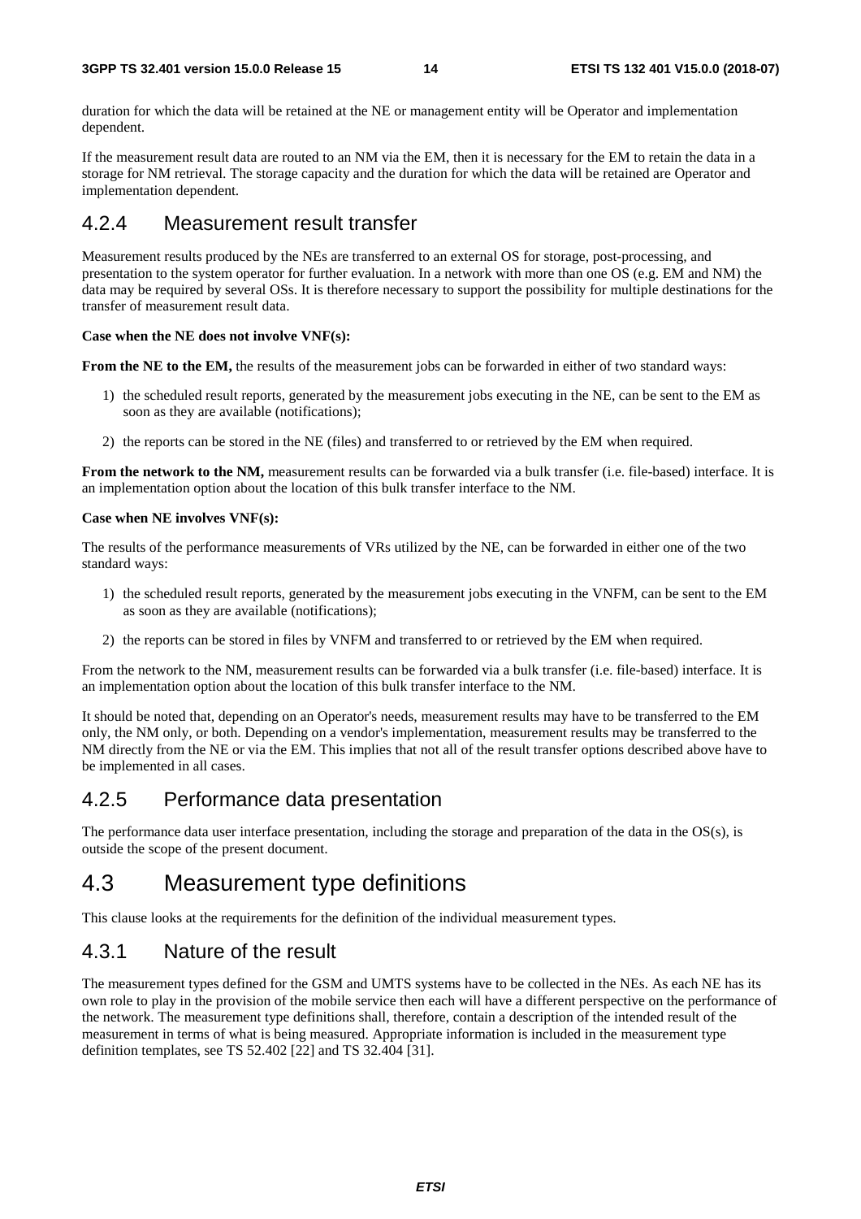duration for which the data will be retained at the NE or management entity will be Operator and implementation dependent.

If the measurement result data are routed to an NM via the EM, then it is necessary for the EM to retain the data in a storage for NM retrieval. The storage capacity and the duration for which the data will be retained are Operator and implementation dependent.

### 4.2.4 Measurement result transfer

Measurement results produced by the NEs are transferred to an external OS for storage, post-processing, and presentation to the system operator for further evaluation. In a network with more than one OS (e.g. EM and NM) the data may be required by several OSs. It is therefore necessary to support the possibility for multiple destinations for the transfer of measurement result data.

**Case when the NE does not involve VNF(s):**

**From the NE to the EM,** the results of the measurement jobs can be forwarded in either of two standard ways:

1) the scheduled result reports, generated by the measurement jobs executing in the NE, can be sent to the EM as soon as they are available (notifications);
2) the reports can be stored in the NE (files) and transferred to or retrieved by the EM when required.

**From the network to the NM,** measurement results can be forwarded via a bulk transfer (i.e. file-based) interface. It is an implementation option about the location of this bulk transfer interface to the NM.

**Case when NE involves VNF(s):**

The results of the performance measurements of VRs utilized by the NE, can be forwarded in either one of the two standard ways:

1) the scheduled result reports, generated by the measurement jobs executing in the VNFM, can be sent to the EM as soon as they are available (notifications);
2) the reports can be stored in files by VNFM and transferred to or retrieved by the EM when required.

From the network to the NM, measurement results can be forwarded via a bulk transfer (i.e. file-based) interface. It is an implementation option about the location of this bulk transfer interface to the NM.

It should be noted that, depending on an Operator's needs, measurement results may have to be transferred to the EM only, the NM only, or both. Depending on a vendor's implementation, measurement results may be transferred to the NM directly from the NE or via the EM. This implies that not all of the result transfer options described above have to be implemented in all cases.

### 4.2.5 Performance data presentation

The performance data user interface presentation, including the storage and preparation of the data in the OS(s), is outside the scope of the present document.

## 4.3 Measurement type definitions

This clause looks at the requirements for the definition of the individual measurement types.

### 4.3.1 Nature of the result

The measurement types defined for the GSM and UMTS systems have to be collected in the NEs. As each NE has its own role to play in the provision of the mobile service then each will have a different perspective on the performance of the network. The measurement type definitions shall, therefore, contain a description of the intended result of the measurement in terms of what is being measured. Appropriate information is included in the measurement type definition templates, see TS 52.402 [22] and TS 32.404 [31].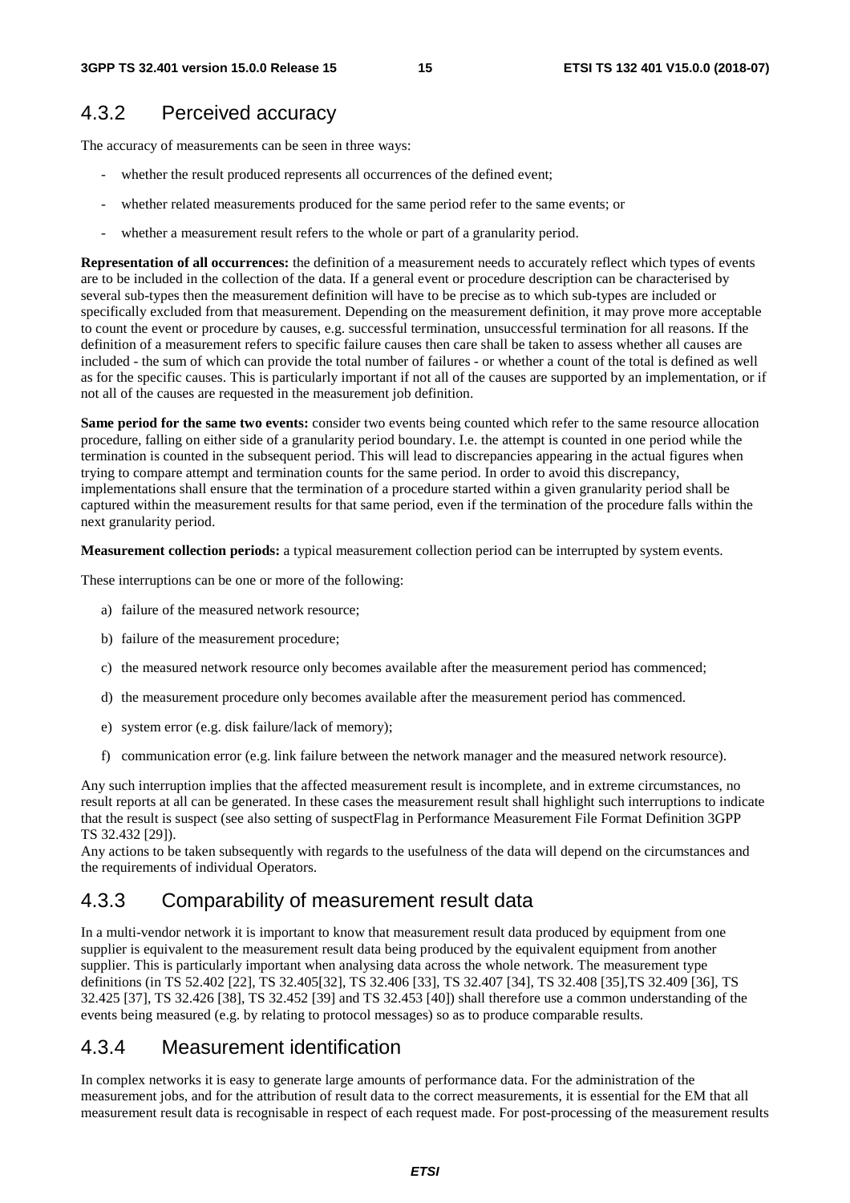### 4.3.2 Perceived accuracy

The accuracy of measurements can be seen in three ways:

- whether the result produced represents all occurrences of the defined event;
- whether related measurements produced for the same period refer to the same events; or
- whether a measurement result refers to the whole or part of a granularity period.

**Representation of all occurrences:** the definition of a measurement needs to accurately reflect which types of events are to be included in the collection of the data. If a general event or procedure description can be characterised by several sub-types then the measurement definition will have to be precise as to which sub-types are included or specifically excluded from that measurement. Depending on the measurement definition, it may prove more acceptable to count the event or procedure by causes, e.g. successful termination, unsuccessful termination for all reasons. If the definition of a measurement refers to specific failure causes then care shall be taken to assess whether all causes are included - the sum of which can provide the total number of failures - or whether a count of the total is defined as well as for the specific causes. This is particularly important if not all of the causes are supported by an implementation, or if not all of the causes are requested in the measurement job definition.

**Same period for the same two events:** consider two events being counted which refer to the same resource allocation procedure, falling on either side of a granularity period boundary. I.e. the attempt is counted in one period while the termination is counted in the subsequent period. This will lead to discrepancies appearing in the actual figures when trying to compare attempt and termination counts for the same period. In order to avoid this discrepancy, implementations shall ensure that the termination of a procedure started within a given granularity period shall be captured within the measurement results for that same period, even if the termination of the procedure falls within the next granularity period.

**Measurement collection periods:** a typical measurement collection period can be interrupted by system events.

These interruptions can be one or more of the following:

a) failure of the measured network resource;

b) failure of the measurement procedure;

c) the measured network resource only becomes available after the measurement period has commenced;

d) the measurement procedure only becomes available after the measurement period has commenced.

e) system error (e.g. disk failure/lack of memory);

f) communication error (e.g. link failure between the network manager and the measured network resource).

Any such interruption implies that the affected measurement result is incomplete, and in extreme circumstances, no result reports at all can be generated. In these cases the measurement result shall highlight such interruptions to indicate that the result is suspect (see also setting of suspectFlag in Performance Measurement File Format Definition 3GPP TS 32.432 [29]).
Any actions to be taken subsequently with regards to the usefulness of the data will depend on the circumstances and the requirements of individual Operators.

### 4.3.3 Comparability of measurement result data

In a multi-vendor network it is important to know that measurement result data produced by equipment from one supplier is equivalent to the measurement result data being produced by the equivalent equipment from another supplier. This is particularly important when analysing data across the whole network. The measurement type definitions (in TS 52.402 [22], TS 32.405[32], TS 32.406 [33], TS 32.407 [34], TS 32.408 [35],TS 32.409 [36], TS 32.425 [37], TS 32.426 [38], TS 32.452 [39] and TS 32.453 [40]) shall therefore use a common understanding of the events being measured (e.g. by relating to protocol messages) so as to produce comparable results.

### 4.3.4 Measurement identification

In complex networks it is easy to generate large amounts of performance data. For the administration of the measurement jobs, and for the attribution of result data to the correct measurements, it is essential for the EM that all measurement result data is recognisable in respect of each request made. For post-processing of the measurement results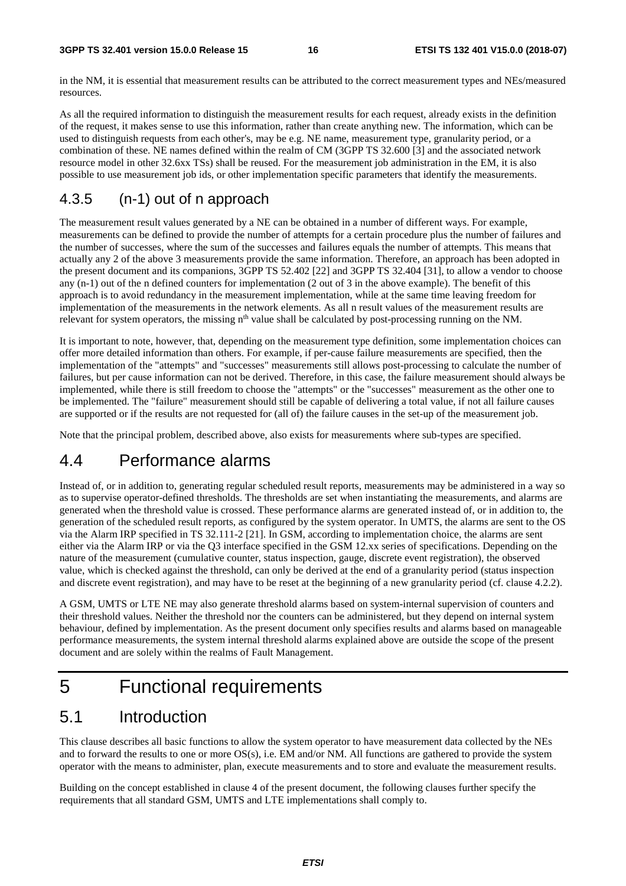in the NM, it is essential that measurement results can be attributed to the correct measurement types and NEs/measured resources.

As all the required information to distinguish the measurement results for each request, already exists in the definition of the request, it makes sense to use this information, rather than create anything new. The information, which can be used to distinguish requests from each other's, may be e.g. NE name, measurement type, granularity period, or a combination of these. NE names defined within the realm of CM (3GPP TS 32.600 [3] and the associated network resource model in other 32.6xx TSs) shall be reused. For the measurement job administration in the EM, it is also possible to use measurement job ids, or other implementation specific parameters that identify the measurements.

### 4.3.5 (n-1) out of n approach

The measurement result values generated by a NE can be obtained in a number of different ways. For example, measurements can be defined to provide the number of attempts for a certain procedure plus the number of failures and the number of successes, where the sum of the successes and failures equals the number of attempts. This means that actually any 2 of the above 3 measurements provide the same information. Therefore, an approach has been adopted in the present document and its companions, 3GPP TS 52.402 [22] and 3GPP TS 32.404 [31], to allow a vendor to choose any (n-1) out of the n defined counters for implementation (2 out of 3 in the above example). The benefit of this approach is to avoid redundancy in the measurement implementation, while at the same time leaving freedom for implementation of the measurements in the network elements. As all n result values of the measurement results are relevant for system operators, the missing $n^{th}$ value shall be calculated by post-processing running on the NM.

It is important to note, however, that, depending on the measurement type definition, some implementation choices can offer more detailed information than others. For example, if per-cause failure measurements are specified, then the implementation of the "attempts" and "successes" measurements still allows post-processing to calculate the number of failures, but per cause information can not be derived. Therefore, in this case, the failure measurement should always be implemented, while there is still freedom to choose the "attempts" or the "successes" measurement as the other one to be implemented. The "failure" measurement should still be capable of delivering a total value, if not all failure causes are supported or if the results are not requested for (all of) the failure causes in the set-up of the measurement job.

Note that the principal problem, described above, also exists for measurements where sub-types are specified.

## 4.4 Performance alarms

Instead of, or in addition to, generating regular scheduled result reports, measurements may be administered in a way so as to supervise operator-defined thresholds. The thresholds are set when instantiating the measurements, and alarms are generated when the threshold value is crossed. These performance alarms are generated instead of, or in addition to, the generation of the scheduled result reports, as configured by the system operator. In UMTS, the alarms are sent to the OS via the Alarm IRP specified in TS 32.111-2 [21]. In GSM, according to implementation choice, the alarms are sent either via the Alarm IRP or via the Q3 interface specified in the GSM 12.xx series of specifications. Depending on the nature of the measurement (cumulative counter, status inspection, gauge, discrete event registration), the observed value, which is checked against the threshold, can only be derived at the end of a granularity period (status inspection and discrete event registration), and may have to be reset at the beginning of a new granularity period (cf. clause 4.2.2).

A GSM, UMTS or LTE NE may also generate threshold alarms based on system-internal supervision of counters and their threshold values. Neither the threshold nor the counters can be administered, but they depend on internal system behaviour, defined by implementation. As the present document only specifies results and alarms based on manageable performance measurements, the system internal threshold alarms explained above are outside the scope of the present document and are solely within the realms of Fault Management.

# 5 Functional requirements

## 5.1 Introduction

This clause describes all basic functions to allow the system operator to have measurement data collected by the NEs and to forward the results to one or more OS(s), i.e. EM and/or NM. All functions are gathered to provide the system operator with the means to administer, plan, execute measurements and to store and evaluate the measurement results.

Building on the concept established in clause 4 of the present document, the following clauses further specify the requirements that all standard GSM, UMTS and LTE implementations shall comply to.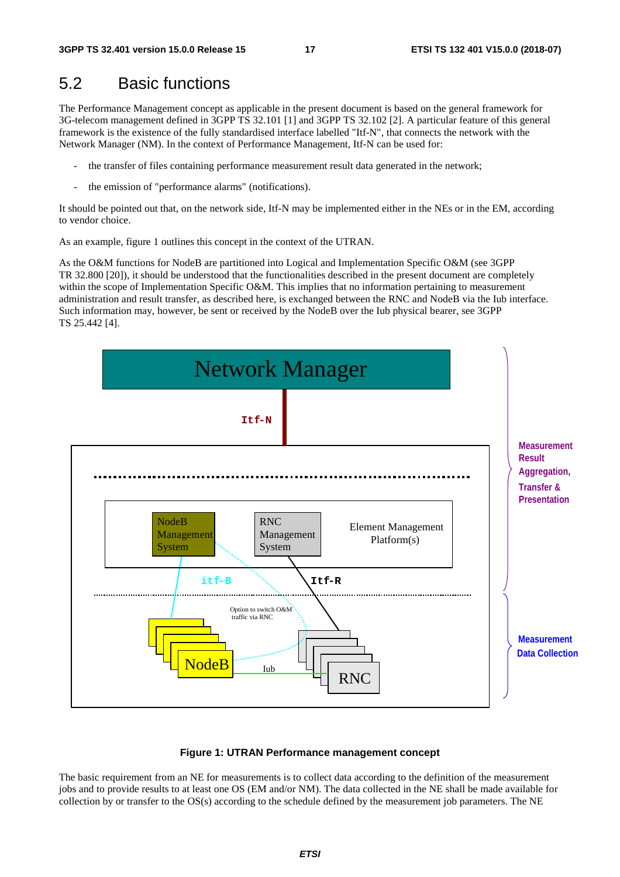## 5.2 Basic functions

The Performance Management concept as applicable in the present document is based on the general framework for 3G-telecom management defined in 3GPP TS 32.101 [1] and 3GPP TS 32.102 [2]. A particular feature of this general framework is the existence of the fully standardised interface labelled "Itf-N", that connects the network with the Network Manager (NM). In the context of Performance Management, Itf-N can be used for:

- the transfer of files containing performance measurement result data generated in the network;
- the emission of "performance alarms" (notifications).

It should be pointed out that, on the network side, Itf-N may be implemented either in the NEs or in the EM, according to vendor choice.

As an example, figure 1 outlines this concept in the context of the UTRAN.

As the O&M functions for NodeB are partitioned into Logical and Implementation Specific O&M (see 3GPP TR 32.800 [20]), it should be understood that the functionalities described in the present document are completely within the scope of Implementation Specific O&M. This implies that no information pertaining to measurement administration and result transfer, as described here, is exchanged between the RNC and NodeB via the Iub interface. Such information may, however, be sent or received by the NodeB over the Iub physical bearer, see 3GPP TS 25.442 [4].

**Figure 1: UTRAN Performance management concept**

The basic requirement from an NE for measurements is to collect data according to the definition of the measurement jobs and to provide results to at least one OS (EM and/or NM). The data collected in the NE shall be made available for collection by or transfer to the OS(s) according to the schedule defined by the measurement job parameters. The NE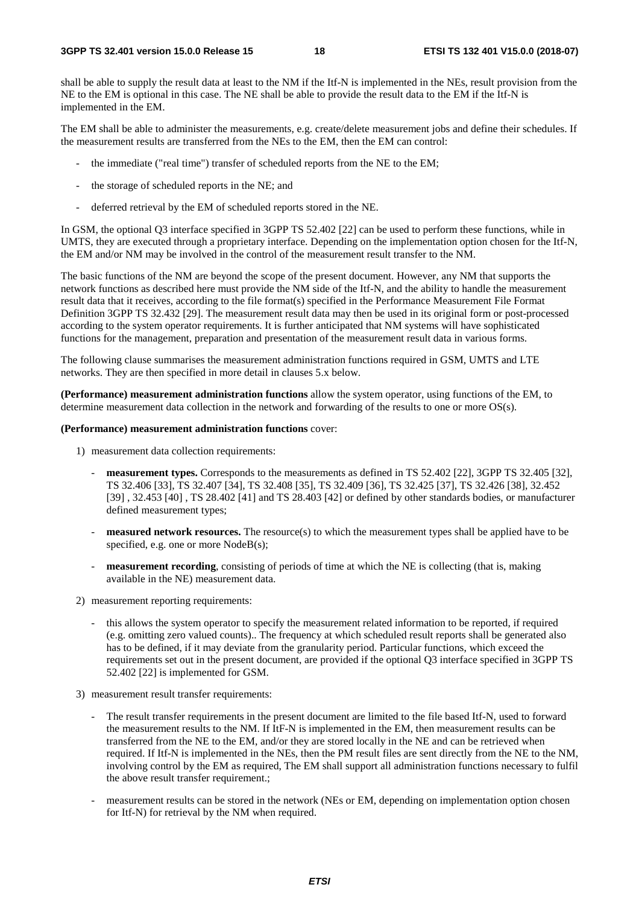shall be able to supply the result data at least to the NM if the Itf-N is implemented in the NEs, result provision from the NE to the EM is optional in this case. The NE shall be able to provide the result data to the EM if the Itf-N is implemented in the EM.

The EM shall be able to administer the measurements, e.g. create/delete measurement jobs and define their schedules. If the measurement results are transferred from the NEs to the EM, then the EM can control:

- the immediate ("real time") transfer of scheduled reports from the NE to the EM;
- the storage of scheduled reports in the NE; and
- deferred retrieval by the EM of scheduled reports stored in the NE.

In GSM, the optional Q3 interface specified in 3GPP TS 52.402 [22] can be used to perform these functions, while in UMTS, they are executed through a proprietary interface. Depending on the implementation option chosen for the Itf-N, the EM and/or NM may be involved in the control of the measurement result transfer to the NM.

The basic functions of the NM are beyond the scope of the present document. However, any NM that supports the network functions as described here must provide the NM side of the Itf-N, and the ability to handle the measurement result data that it receives, according to the file format(s) specified in the Performance Measurement File Format Definition 3GPP TS 32.432 [29]. The measurement result data may then be used in its original form or post-processed according to the system operator requirements. It is further anticipated that NM systems will have sophisticated functions for the management, preparation and presentation of the measurement result data in various forms.

The following clause summarises the measurement administration functions required in GSM, UMTS and LTE networks. They are then specified in more detail in clauses 5.x below.

**(Performance) measurement administration functions** allow the system operator, using functions of the EM, to determine measurement data collection in the network and forwarding of the results to one or more OS(s).

**(Performance) measurement administration functions** cover:

1) measurement data collection requirements:
   - **measurement types.** Corresponds to the measurements as defined in TS 52.402 [22], 3GPP TS 32.405 [32], TS 32.406 [33], TS 32.407 [34], TS 32.408 [35], TS 32.409 [36], TS 32.425 [37], TS 32.426 [38], 32.452 [39] , 32.453 [40] , TS 28.402 [41] and TS 28.403 [42] or defined by other standards bodies, or manufacturer defined measurement types;
   - **measured network resources.** The resource(s) to which the measurement types shall be applied have to be specified, e.g. one or more NodeB(s);
   - **measurement recording**, consisting of periods of time at which the NE is collecting (that is, making available in the NE) measurement data.

2) measurement reporting requirements:
   - this allows the system operator to specify the measurement related information to be reported, if required (e.g. omitting zero valued counts).. The frequency at which scheduled result reports shall be generated also has to be defined, if it may deviate from the granularity period. Particular functions, which exceed the requirements set out in the present document, are provided if the optional Q3 interface specified in 3GPP TS 52.402 [22] is implemented for GSM.

3) measurement result transfer requirements:
   - The result transfer requirements in the present document are limited to the file based Itf-N, used to forward the measurement results to the NM. If ItF-N is implemented in the EM, then measurement results can be transferred from the NE to the EM, and/or they are stored locally in the NE and can be retrieved when required. If Itf-N is implemented in the NEs, then the PM result files are sent directly from the NE to the NM, involving control by the EM as required, The EM shall support all administration functions necessary to fulfil the above result transfer requirement.;
   - measurement results can be stored in the network (NEs or EM, depending on implementation option chosen for Itf-N) for retrieval by the NM when required.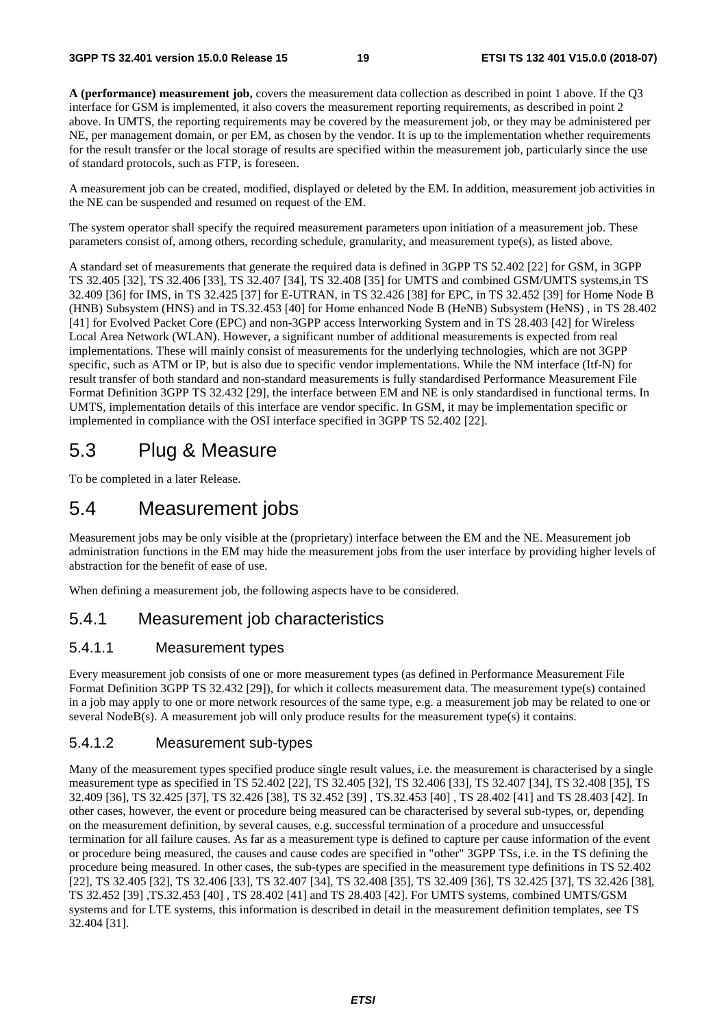**A (performance) measurement job,** covers the measurement data collection as described in point 1 above. If the Q3 interface for GSM is implemented, it also covers the measurement reporting requirements, as described in point 2 above. In UMTS, the reporting requirements may be covered by the measurement job, or they may be administered per NE, per management domain, or per EM, as chosen by the vendor. It is up to the implementation whether requirements for the result transfer or the local storage of results are specified within the measurement job, particularly since the use of standard protocols, such as FTP, is foreseen.

A measurement job can be created, modified, displayed or deleted by the EM. In addition, measurement job activities in the NE can be suspended and resumed on request of the EM.

The system operator shall specify the required measurement parameters upon initiation of a measurement job. These parameters consist of, among others, recording schedule, granularity, and measurement type(s), as listed above.

A standard set of measurements that generate the required data is defined in 3GPP TS 52.402 [22] for GSM, in 3GPP TS 32.405 [32], TS 32.406 [33], TS 32.407 [34], TS 32.408 [35] for UMTS and combined GSM/UMTS systems,in TS 32.409 [36] for IMS, in TS 32.425 [37] for E-UTRAN, in TS 32.426 [38] for EPC, in TS 32.452 [39] for Home Node B (HNB) Subsystem (HNS) and in TS.32.453 [40] for Home enhanced Node B (HeNB) Subsystem (HeNS) , in TS 28.402 [41] for Evolved Packet Core (EPC) and non-3GPP access Interworking System and in TS 28.403 [42] for Wireless Local Area Network (WLAN). However, a significant number of additional measurements is expected from real implementations. These will mainly consist of measurements for the underlying technologies, which are not 3GPP specific, such as ATM or IP, but is also due to specific vendor implementations. While the NM interface (Itf-N) for result transfer of both standard and non-standard measurements is fully standardised Performance Measurement File Format Definition 3GPP TS 32.432 [29], the interface between EM and NE is only standardised in functional terms. In UMTS, implementation details of this interface are vendor specific. In GSM, it may be implementation specific or implemented in compliance with the OSI interface specified in 3GPP TS 52.402 [22].

# 5.3 Plug & Measure

To be completed in a later Release.

# 5.4 Measurement jobs

Measurement jobs may be only visible at the (proprietary) interface between the EM and the NE. Measurement job administration functions in the EM may hide the measurement jobs from the user interface by providing higher levels of abstraction for the benefit of ease of use.

When defining a measurement job, the following aspects have to be considered.

## 5.4.1 Measurement job characteristics

### 5.4.1.1 Measurement types

Every measurement job consists of one or more measurement types (as defined in Performance Measurement File Format Definition 3GPP TS 32.432 [29]), for which it collects measurement data. The measurement type(s) contained in a job may apply to one or more network resources of the same type, e.g. a measurement job may be related to one or several NodeB(s). A measurement job will only produce results for the measurement type(s) it contains.

### 5.4.1.2 Measurement sub-types

Many of the measurement types specified produce single result values, i.e. the measurement is characterised by a single measurement type as specified in TS 52.402 [22], TS 32.405 [32], TS 32.406 [33], TS 32.407 [34], TS 32.408 [35], TS 32.409 [36], TS 32.425 [37], TS 32.426 [38], TS 32.452 [39] , TS.32.453 [40] , TS 28.402 [41] and TS 28.403 [42]. In other cases, however, the event or procedure being measured can be characterised by several sub-types, or, depending on the measurement definition, by several causes, e.g. successful termination of a procedure and unsuccessful termination for all failure causes. As far as a measurement type is defined to capture per cause information of the event or procedure being measured, the causes and cause codes are specified in "other" 3GPP TSs, i.e. in the TS defining the procedure being measured. In other cases, the sub-types are specified in the measurement type definitions in TS 52.402 [22], TS 32.405 [32], TS 32.406 [33], TS 32.407 [34], TS 32.408 [35], TS 32.409 [36], TS 32.425 [37], TS 32.426 [38], TS 32.452 [39] ,TS.32.453 [40] , TS 28.402 [41] and TS 28.403 [42]. For UMTS systems, combined UMTS/GSM systems and for LTE systems, this information is described in detail in the measurement definition templates, see TS 32.404 [31].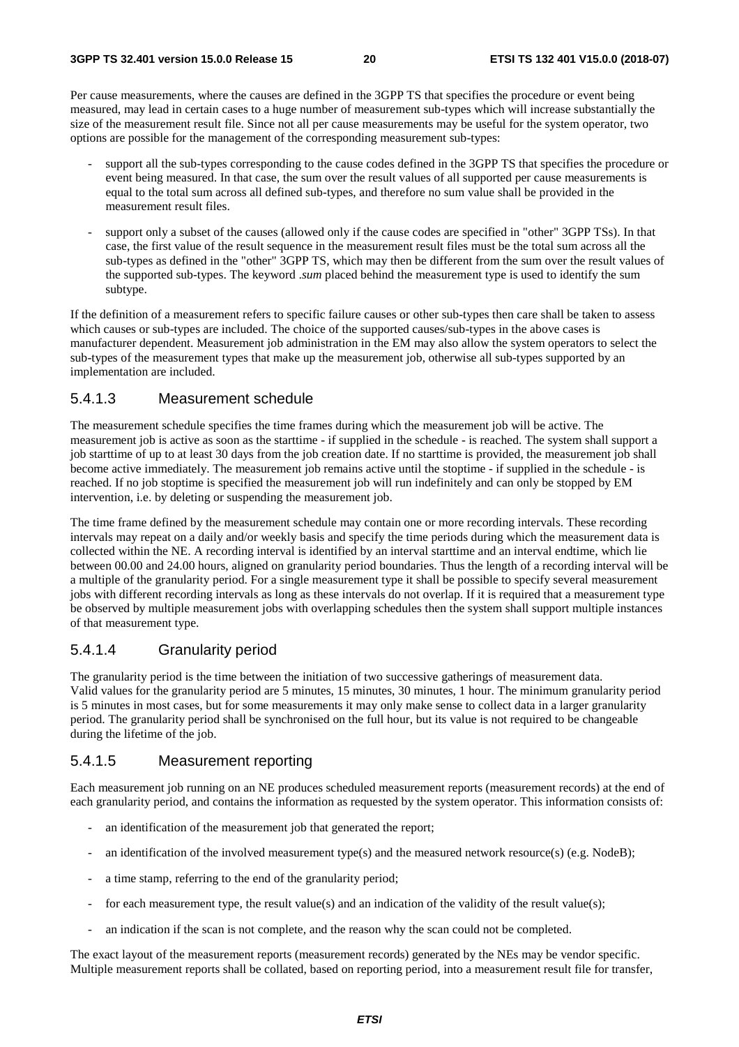Per cause measurements, where the causes are defined in the 3GPP TS that specifies the procedure or event being measured, may lead in certain cases to a huge number of measurement sub-types which will increase substantially the size of the measurement result file. Since not all per cause measurements may be useful for the system operator, two options are possible for the management of the corresponding measurement sub-types:

- support all the sub-types corresponding to the cause codes defined in the 3GPP TS that specifies the procedure or event being measured. In that case, the sum over the result values of all supported per cause measurements is equal to the total sum across all defined sub-types, and therefore no sum value shall be provided in the measurement result files.
- support only a subset of the causes (allowed only if the cause codes are specified in "other" 3GPP TSs). In that case, the first value of the result sequence in the measurement result files must be the total sum across all the sub-types as defined in the "other" 3GPP TS, which may then be different from the sum over the result values of the supported sub-types. The keyword *.sum* placed behind the measurement type is used to identify the sum subtype.

If the definition of a measurement refers to specific failure causes or other sub-types then care shall be taken to assess which causes or sub-types are included. The choice of the supported causes/sub-types in the above cases is manufacturer dependent. Measurement job administration in the EM may also allow the system operators to select the sub-types of the measurement types that make up the measurement job, otherwise all sub-types supported by an implementation are included.

#### 5.4.1.3 Measurement schedule

The measurement schedule specifies the time frames during which the measurement job will be active. The measurement job is active as soon as the starttime - if supplied in the schedule - is reached. The system shall support a job starttime of up to at least 30 days from the job creation date. If no starttime is provided, the measurement job shall become active immediately. The measurement job remains active until the stoptime - if supplied in the schedule - is reached. If no job stoptime is specified the measurement job will run indefinitely and can only be stopped by EM intervention, i.e. by deleting or suspending the measurement job.

The time frame defined by the measurement schedule may contain one or more recording intervals. These recording intervals may repeat on a daily and/or weekly basis and specify the time periods during which the measurement data is collected within the NE. A recording interval is identified by an interval starttime and an interval endtime, which lie between 00.00 and 24.00 hours, aligned on granularity period boundaries. Thus the length of a recording interval will be a multiple of the granularity period. For a single measurement type it shall be possible to specify several measurement jobs with different recording intervals as long as these intervals do not overlap. If it is required that a measurement type be observed by multiple measurement jobs with overlapping schedules then the system shall support multiple instances of that measurement type.

#### 5.4.1.4 Granularity period

The granularity period is the time between the initiation of two successive gatherings of measurement data. Valid values for the granularity period are 5 minutes, 15 minutes, 30 minutes, 1 hour. The minimum granularity period is 5 minutes in most cases, but for some measurements it may only make sense to collect data in a larger granularity period. The granularity period shall be synchronised on the full hour, but its value is not required to be changeable during the lifetime of the job.

#### 5.4.1.5 Measurement reporting

Each measurement job running on an NE produces scheduled measurement reports (measurement records) at the end of each granularity period, and contains the information as requested by the system operator. This information consists of:

- an identification of the measurement job that generated the report;
- an identification of the involved measurement type(s) and the measured network resource(s) (e.g. NodeB);
- a time stamp, referring to the end of the granularity period;
- for each measurement type, the result value(s) and an indication of the validity of the result value(s);
- an indication if the scan is not complete, and the reason why the scan could not be completed.

The exact layout of the measurement reports (measurement records) generated by the NEs may be vendor specific. Multiple measurement reports shall be collated, based on reporting period, into a measurement result file for transfer,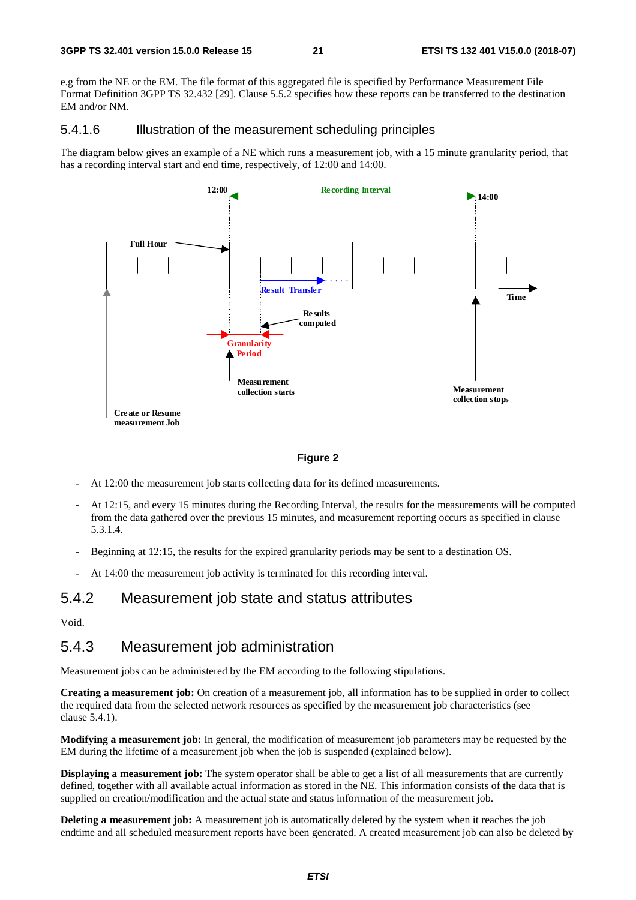e.g from the NE or the EM. The file format of this aggregated file is specified by Performance Measurement File Format Definition 3GPP TS 32.432 [29]. Clause 5.5.2 specifies how these reports can be transferred to the destination EM and/or NM.

#### 5.4.1.6 Illustration of the measurement scheduling principles

The diagram below gives an example of a NE which runs a measurement job, with a 15 minute granularity period, that has a recording interval start and end time, respectively, of 12:00 and 14:00.

**Figure 2**

- At 12:00 the measurement job starts collecting data for its defined measurements.
- At 12:15, and every 15 minutes during the Recording Interval, the results for the measurements will be computed from the data gathered over the previous 15 minutes, and measurement reporting occurs as specified in clause 5.3.1.4.
- Beginning at 12:15, the results for the expired granularity periods may be sent to a destination OS.
- At 14:00 the measurement job activity is terminated for this recording interval.

### 5.4.2 Measurement job state and status attributes

Void.

### 5.4.3 Measurement job administration

Measurement jobs can be administered by the EM according to the following stipulations.

**Creating a measurement job:** On creation of a measurement job, all information has to be supplied in order to collect the required data from the selected network resources as specified by the measurement job characteristics (see clause 5.4.1).

**Modifying a measurement job:** In general, the modification of measurement job parameters may be requested by the EM during the lifetime of a measurement job when the job is suspended (explained below).

**Displaying a measurement job:** The system operator shall be able to get a list of all measurements that are currently defined, together with all available actual information as stored in the NE. This information consists of the data that is supplied on creation/modification and the actual state and status information of the measurement job.

**Deleting a measurement job:** A measurement job is automatically deleted by the system when it reaches the job endtime and all scheduled measurement reports have been generated. A created measurement job can also be deleted by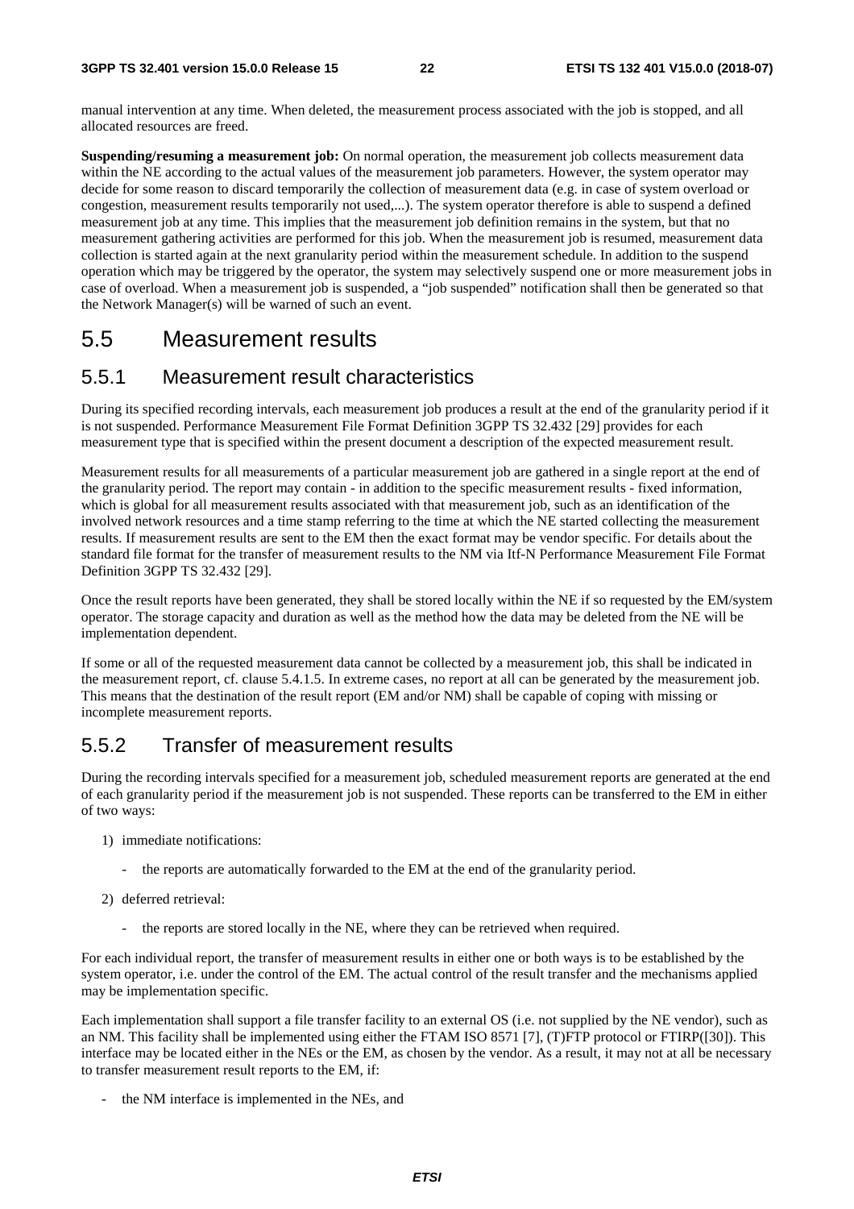manual intervention at any time. When deleted, the measurement process associated with the job is stopped, and all allocated resources are freed.

**Suspending/resuming a measurement job:** On normal operation, the measurement job collects measurement data within the NE according to the actual values of the measurement job parameters. However, the system operator may decide for some reason to discard temporarily the collection of measurement data (e.g. in case of system overload or congestion, measurement results temporarily not used,...). The system operator therefore is able to suspend a defined measurement job at any time. This implies that the measurement job definition remains in the system, but that no measurement gathering activities are performed for this job. When the measurement job is resumed, measurement data collection is started again at the next granularity period within the measurement schedule. In addition to the suspend operation which may be triggered by the operator, the system may selectively suspend one or more measurement jobs in case of overload. When a measurement job is suspended, a "job suspended" notification shall then be generated so that the Network Manager(s) will be warned of such an event.

# 5.5 Measurement results

## 5.5.1 Measurement result characteristics

During its specified recording intervals, each measurement job produces a result at the end of the granularity period if it is not suspended. Performance Measurement File Format Definition 3GPP TS 32.432 [29] provides for each measurement type that is specified within the present document a description of the expected measurement result.

Measurement results for all measurements of a particular measurement job are gathered in a single report at the end of the granularity period. The report may contain - in addition to the specific measurement results - fixed information, which is global for all measurement results associated with that measurement job, such as an identification of the involved network resources and a time stamp referring to the time at which the NE started collecting the measurement results. If measurement results are sent to the EM then the exact format may be vendor specific. For details about the standard file format for the transfer of measurement results to the NM via Itf-N Performance Measurement File Format Definition 3GPP TS 32.432 [29].

Once the result reports have been generated, they shall be stored locally within the NE if so requested by the EM/system operator. The storage capacity and duration as well as the method how the data may be deleted from the NE will be implementation dependent.

If some or all of the requested measurement data cannot be collected by a measurement job, this shall be indicated in the measurement report, cf. clause 5.4.1.5. In extreme cases, no report at all can be generated by the measurement job. This means that the destination of the result report (EM and/or NM) shall be capable of coping with missing or incomplete measurement reports.

## 5.5.2 Transfer of measurement results

During the recording intervals specified for a measurement job, scheduled measurement reports are generated at the end of each granularity period if the measurement job is not suspended. These reports can be transferred to the EM in either of two ways:

1) immediate notifications:
   - the reports are automatically forwarded to the EM at the end of the granularity period.
2) deferred retrieval:
   - the reports are stored locally in the NE, where they can be retrieved when required.

For each individual report, the transfer of measurement results in either one or both ways is to be established by the system operator, i.e. under the control of the EM. The actual control of the result transfer and the mechanisms applied may be implementation specific.

Each implementation shall support a file transfer facility to an external OS (i.e. not supplied by the NE vendor), such as an NM. This facility shall be implemented using either the FTAM ISO 8571 [7], (T)FTP protocol or FTIRP([30]). This interface may be located either in the NEs or the EM, as chosen by the vendor. As a result, it may not at all be necessary to transfer measurement result reports to the EM, if:

- the NM interface is implemented in the NEs, and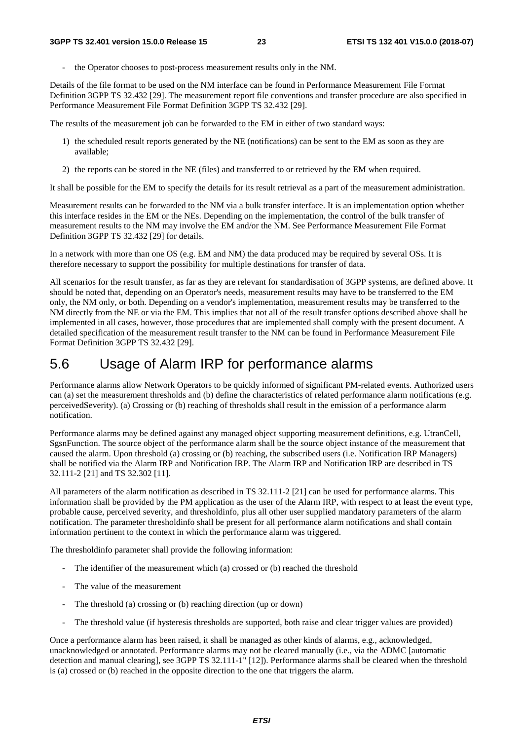- the Operator chooses to post-process measurement results only in the NM.

Details of the file format to be used on the NM interface can be found in Performance Measurement File Format Definition 3GPP TS 32.432 [29]. The measurement report file conventions and transfer procedure are also specified in Performance Measurement File Format Definition 3GPP TS 32.432 [29].

The results of the measurement job can be forwarded to the EM in either of two standard ways:

1) the scheduled result reports generated by the NE (notifications) can be sent to the EM as soon as they are available;

2) the reports can be stored in the NE (files) and transferred to or retrieved by the EM when required.

It shall be possible for the EM to specify the details for its result retrieval as a part of the measurement administration.

Measurement results can be forwarded to the NM via a bulk transfer interface. It is an implementation option whether this interface resides in the EM or the NEs. Depending on the implementation, the control of the bulk transfer of measurement results to the NM may involve the EM and/or the NM. See Performance Measurement File Format Definition 3GPP TS 32.432 [29] for details.

In a network with more than one OS (e.g. EM and NM) the data produced may be required by several OSs. It is therefore necessary to support the possibility for multiple destinations for transfer of data.

All scenarios for the result transfer, as far as they are relevant for standardisation of 3GPP systems, are defined above. It should be noted that, depending on an Operator's needs, measurement results may have to be transferred to the EM only, the NM only, or both. Depending on a vendor's implementation, measurement results may be transferred to the NM directly from the NE or via the EM. This implies that not all of the result transfer options described above shall be implemented in all cases, however, those procedures that are implemented shall comply with the present document. A detailed specification of the measurement result transfer to the NM can be found in Performance Measurement File Format Definition 3GPP TS 32.432 [29].

## 5.6 Usage of Alarm IRP for performance alarms

Performance alarms allow Network Operators to be quickly informed of significant PM-related events. Authorized users can (a) set the measurement thresholds and (b) define the characteristics of related performance alarm notifications (e.g. perceivedSeverity). (a) Crossing or (b) reaching of thresholds shall result in the emission of a performance alarm notification.

Performance alarms may be defined against any managed object supporting measurement definitions, e.g. UtranCell, SgsnFunction. The source object of the performance alarm shall be the source object instance of the measurement that caused the alarm. Upon threshold (a) crossing or (b) reaching, the subscribed users (i.e. Notification IRP Managers) shall be notified via the Alarm IRP and Notification IRP. The Alarm IRP and Notification IRP are described in TS 32.111-2 [21] and TS 32.302 [11].

All parameters of the alarm notification as described in TS 32.111-2 [21] can be used for performance alarms. This information shall be provided by the PM application as the user of the Alarm IRP, with respect to at least the event type, probable cause, perceived severity, and thresholdinfo, plus all other user supplied mandatory parameters of the alarm notification. The parameter thresholdinfo shall be present for all performance alarm notifications and shall contain information pertinent to the context in which the performance alarm was triggered.

The thresholdinfo parameter shall provide the following information:

- The identifier of the measurement which (a) crossed or (b) reached the threshold
- The value of the measurement
- The threshold (a) crossing or (b) reaching direction (up or down)
- The threshold value (if hysteresis thresholds are supported, both raise and clear trigger values are provided)

Once a performance alarm has been raised, it shall be managed as other kinds of alarms, e.g., acknowledged, unacknowledged or annotated. Performance alarms may not be cleared manually (i.e., via the ADMC [automatic detection and manual clearing], see 3GPP TS 32.111-1" [12]). Performance alarms shall be cleared when the threshold is (a) crossed or (b) reached in the opposite direction to the one that triggers the alarm.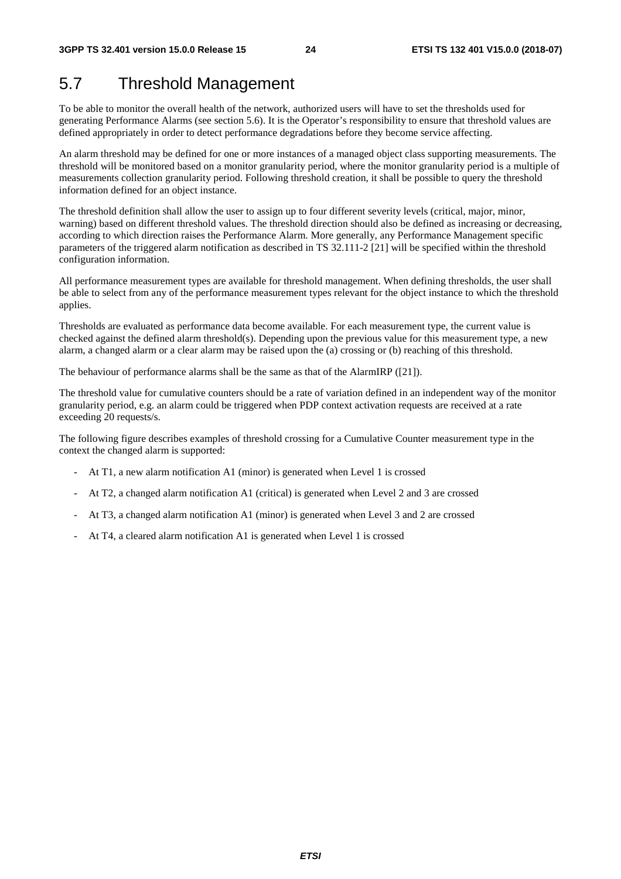## 5.7 Threshold Management

To be able to monitor the overall health of the network, authorized users will have to set the thresholds used for generating Performance Alarms (see section 5.6). It is the Operator's responsibility to ensure that threshold values are defined appropriately in order to detect performance degradations before they become service affecting.

An alarm threshold may be defined for one or more instances of a managed object class supporting measurements. The threshold will be monitored based on a monitor granularity period, where the monitor granularity period is a multiple of measurements collection granularity period. Following threshold creation, it shall be possible to query the threshold information defined for an object instance.

The threshold definition shall allow the user to assign up to four different severity levels (critical, major, minor, warning) based on different threshold values. The threshold direction should also be defined as increasing or decreasing, according to which direction raises the Performance Alarm. More generally, any Performance Management specific parameters of the triggered alarm notification as described in TS 32.111-2 [21] will be specified within the threshold configuration information.

All performance measurement types are available for threshold management. When defining thresholds, the user shall be able to select from any of the performance measurement types relevant for the object instance to which the threshold applies.

Thresholds are evaluated as performance data become available. For each measurement type, the current value is checked against the defined alarm threshold(s). Depending upon the previous value for this measurement type, a new alarm, a changed alarm or a clear alarm may be raised upon the (a) crossing or (b) reaching of this threshold.

The behaviour of performance alarms shall be the same as that of the AlarmIRP ([21]).

The threshold value for cumulative counters should be a rate of variation defined in an independent way of the monitor granularity period, e.g. an alarm could be triggered when PDP context activation requests are received at a rate exceeding 20 requests/s.

The following figure describes examples of threshold crossing for a Cumulative Counter measurement type in the context the changed alarm is supported:

- At T1, a new alarm notification A1 (minor) is generated when Level 1 is crossed
- At T2, a changed alarm notification A1 (critical) is generated when Level 2 and 3 are crossed
- At T3, a changed alarm notification A1 (minor) is generated when Level 3 and 2 are crossed
- At T4, a cleared alarm notification A1 is generated when Level 1 is crossed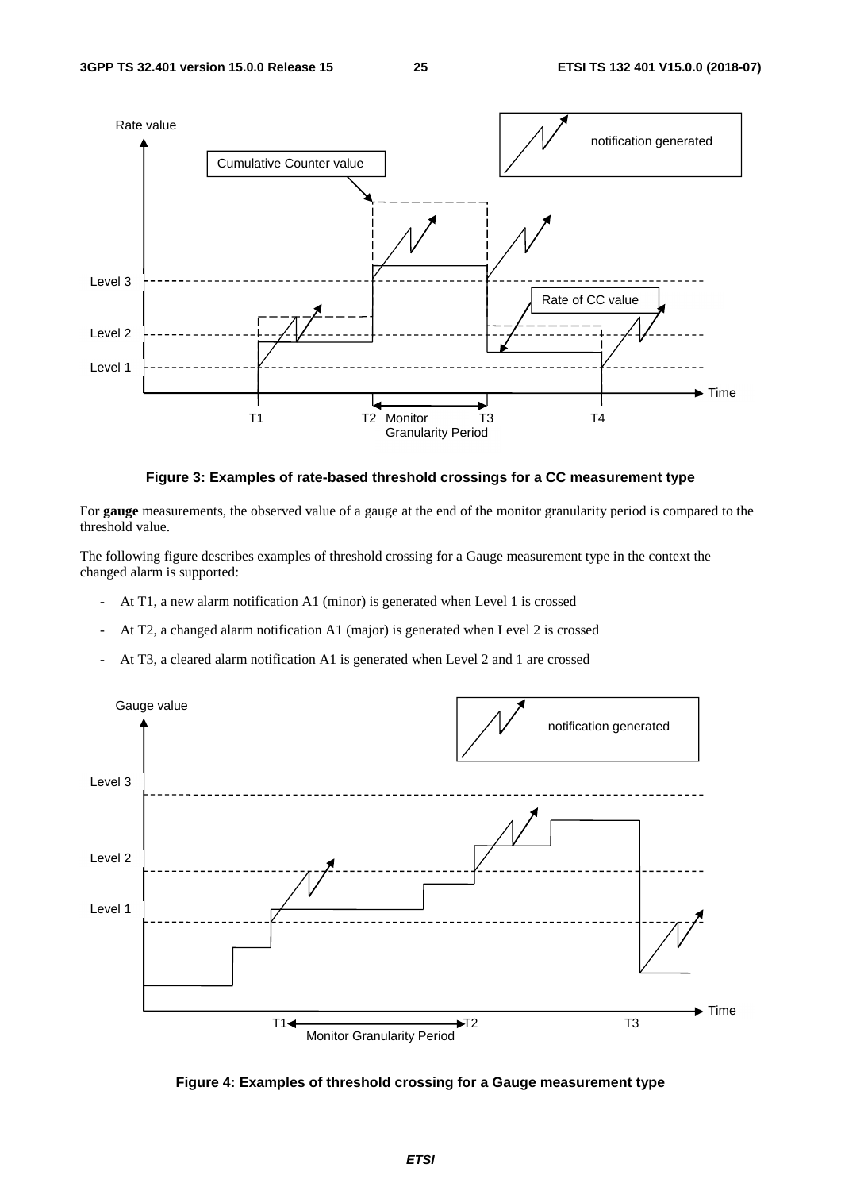**Figure 3: Examples of rate-based threshold crossings for a CC measurement type**

For **gauge** measurements, the observed value of a gauge at the end of the monitor granularity period is compared to the threshold value.

The following figure describes examples of threshold crossing for a Gauge measurement type in the context the changed alarm is supported:

- At T1, a new alarm notification A1 (minor) is generated when Level 1 is crossed
- At T2, a changed alarm notification A1 (major) is generated when Level 2 is crossed
- At T3, a cleared alarm notification A1 is generated when Level 2 and 1 are crossed

**Figure 4: Examples of threshold crossing for a Gauge measurement type**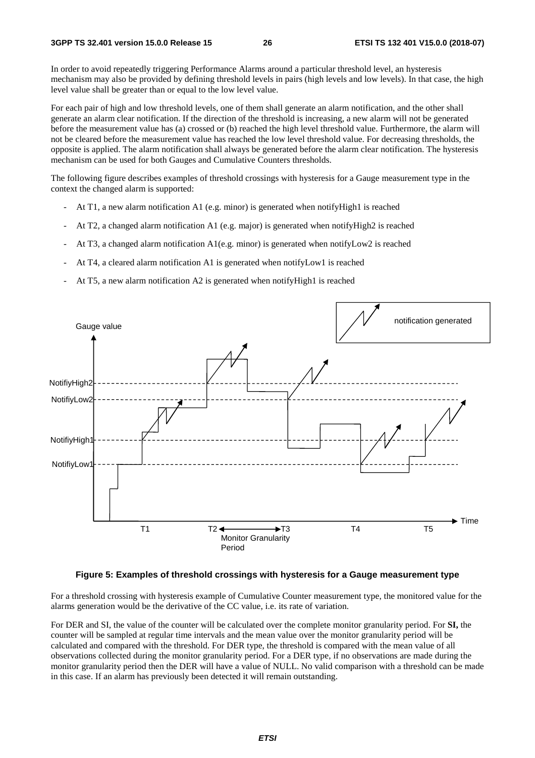In order to avoid repeatedly triggering Performance Alarms around a particular threshold level, an hysteresis mechanism may also be provided by defining threshold levels in pairs (high levels and low levels). In that case, the high level value shall be greater than or equal to the low level value.

For each pair of high and low threshold levels, one of them shall generate an alarm notification, and the other shall generate an alarm clear notification. If the direction of the threshold is increasing, a new alarm will not be generated before the measurement value has (a) crossed or (b) reached the high level threshold value. Furthermore, the alarm will not be cleared before the measurement value has reached the low level threshold value. For decreasing thresholds, the opposite is applied. The alarm notification shall always be generated before the alarm clear notification. The hysteresis mechanism can be used for both Gauges and Cumulative Counters thresholds.

The following figure describes examples of threshold crossings with hysteresis for a Gauge measurement type in the context the changed alarm is supported:

- At T1, a new alarm notification A1 (e.g. minor) is generated when notifyHigh1 is reached
- At T2, a changed alarm notification A1 (e.g. major) is generated when notifyHigh2 is reached
- At T3, a changed alarm notification A1(e.g. minor) is generated when notifyLow2 is reached
- At T4, a cleared alarm notification A1 is generated when notifyLow1 is reached
- At T5, a new alarm notification A2 is generated when notifyHigh1 is reached

**Figure 5: Examples of threshold crossings with hysteresis for a Gauge measurement type**

For a threshold crossing with hysteresis example of Cumulative Counter measurement type, the monitored value for the alarms generation would be the derivative of the CC value, i.e. its rate of variation.

For DER and SI, the value of the counter will be calculated over the complete monitor granularity period. For **SI,** the counter will be sampled at regular time intervals and the mean value over the monitor granularity period will be calculated and compared with the threshold. For DER type, the threshold is compared with the mean value of all observations collected during the monitor granularity period. For a DER type, if no observations are made during the monitor granularity period then the DER will have a value of NULL. No valid comparison with a threshold can be made in this case. If an alarm has previously been detected it will remain outstanding.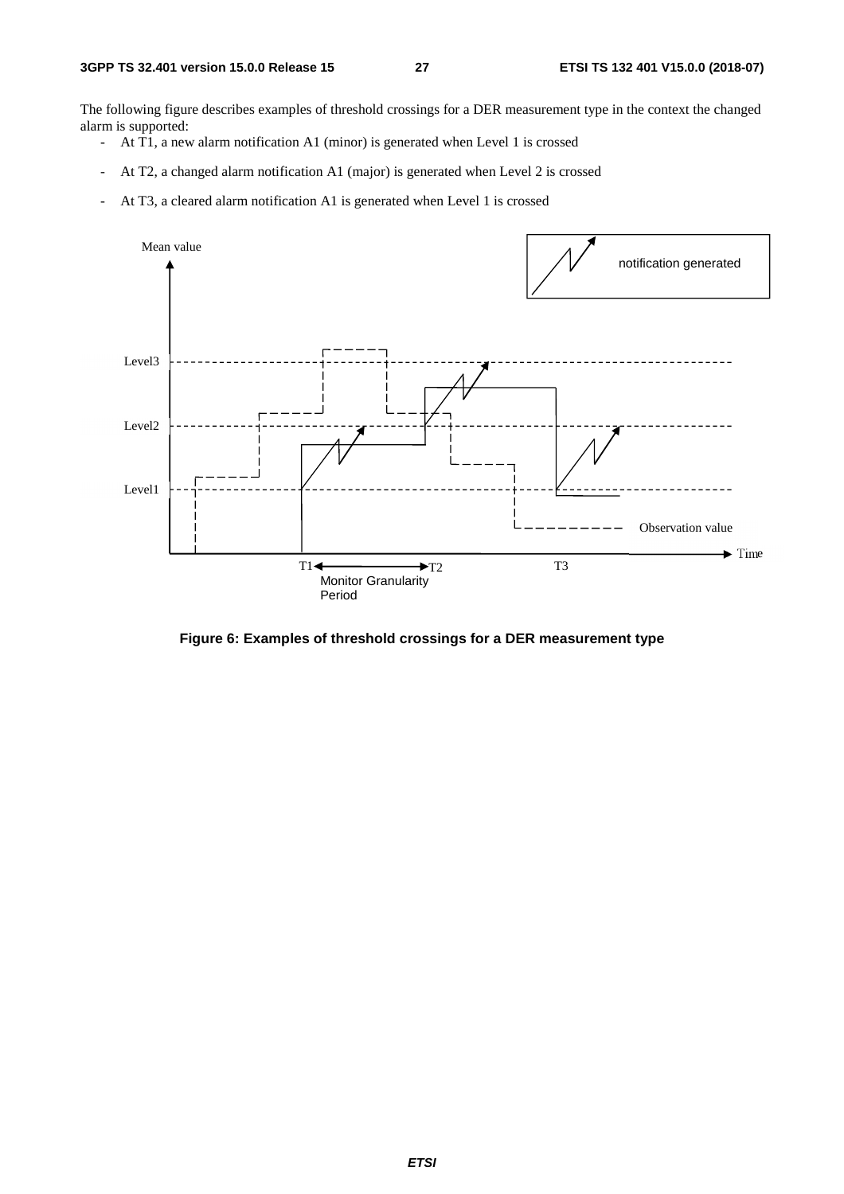The following figure describes examples of threshold crossings for a DER measurement type in the context the changed alarm is supported:

- At T1, a new alarm notification A1 (minor) is generated when Level 1 is crossed
- At T2, a changed alarm notification A1 (major) is generated when Level 2 is crossed
- At T3, a cleared alarm notification A1 is generated when Level 1 is crossed

**Figure 6: Examples of threshold crossings for a DER measurement type**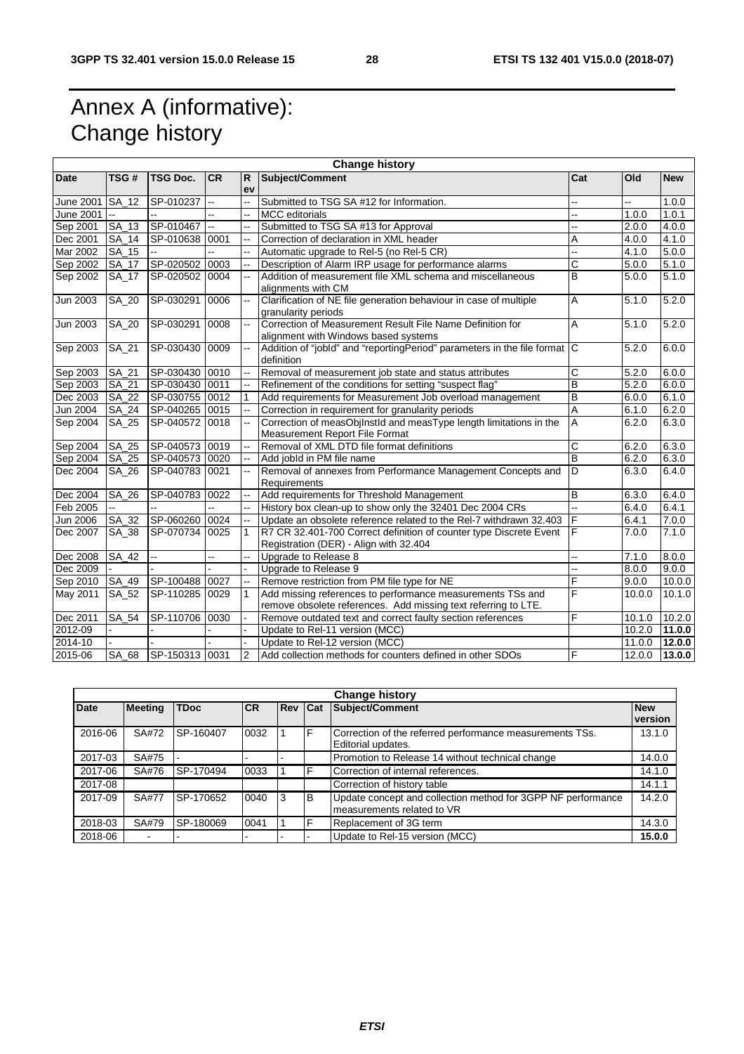# Annex A (informative): Change history

| Change history | | | | | | | | |
|---|---|---|---|---|---|---|---|---|
| **Date** | **TSG #** | **TSG Doc.** | **CR** | **Rev** | **Subject/Comment** | **Cat** | **Old** | **New** |
| June 2001 | SA_12 | SP-010237 | -- | -- | Submitted to TSG SA #12 for Information. | -- | -- | 1.0.0 |
| June 2001 | -- | -- | -- | -- | MCC editorials | -- | 1.0.0 | 1.0.1 |
| Sep 2001 | SA_13 | SP-010467 | -- | -- | Submitted to TSG SA #13 for Approval | -- | 2.0.0 | 4.0.0 |
| Dec 2001 | SA_14 | SP-010638 | 0001 | -- | Correction of declaration in XML header | A | 4.0.0 | 4.1.0 |
| Mar 2002 | SA_15 | -- | -- | -- | Automatic upgrade to Rel-5 (no Rel-5 CR) | -- | 4.1.0 | 5.0.0 |
| Sep 2002 | SA_17 | SP-020502 | 0003 | -- | Description of Alarm IRP usage for performance alarms | C | 5.0.0 | 5.1.0 |
| Sep 2002 | SA_17 | SP-020502 | 0004 | -- | Addition of measurement file XML schema and miscellaneous alignments with CM | B | 5.0.0 | 5.1.0 |
| Jun 2003 | SA_20 | SP-030291 | 0006 | -- | Clarification of NE file generation behaviour in case of multiple granularity periods | A | 5.1.0 | 5.2.0 |
| Jun 2003 | SA_20 | SP-030291 | 0008 | -- | Correction of Measurement Result File Name Definition for alignment with Windows based systems | A | 5.1.0 | 5.2.0 |
| Sep 2003 | SA_21 | SP-030430 | 0009 | -- | Addition of "jobId" and "reportingPeriod" parameters in the file format definition | C | 5.2.0 | 6.0.0 |
| Sep 2003 | SA_21 | SP-030430 | 0010 | -- | Removal of measurement job state and status attributes | C | 5.2.0 | 6.0.0 |
| Sep 2003 | SA_21 | SP-030430 | 0011 | -- | Refinement of the conditions for setting "suspect flag" | B | 5.2.0 | 6.0.0 |
| Dec 2003 | SA_22 | SP-030755 | 0012 | 1 | Add requirements for Measurement Job overload management | B | 6.0.0 | 6.1.0 |
| Jun 2004 | SA_24 | SP-040265 | 0015 | -- | Correction in requirement for granularity periods | A | 6.1.0 | 6.2.0 |
| Sep 2004 | SA_25 | SP-040572 | 0018 | -- | Correction of measObjInstId and measType length limitations in the Measurement Report File Format | A | 6.2.0 | 6.3.0 |
| Sep 2004 | SA_25 | SP-040573 | 0019 | -- | Removal of XML DTD file format definitions | C | 6.2.0 | 6.3.0 |
| Sep 2004 | SA_25 | SP-040573 | 0020 | -- | Add jobId in PM file name | B | 6.2.0 | 6.3.0 |
| Dec 2004 | SA_26 | SP-040783 | 0021 | -- | Removal of annexes from Performance Management Concepts and Requirements | D | 6.3.0 | 6.4.0 |
| Dec 2004 | SA_26 | SP-040783 | 0022 | -- | Add requirements for Threshold Management | B | 6.3.0 | 6.4.0 |
| Feb 2005 | -- | -- | -- | -- | History box clean-up to show only the 32401 Dec 2004 CRs | -- | 6.4.0 | 6.4.1 |
| Jun 2006 | SA_32 | SP-060260 | 0024 | -- | Update an obsolete reference related to the Rel-7 withdrawn 32.403 | F | 6.4.1 | 7.0.0 |
| Dec 2007 | SA_38 | SP-070734 | 0025 | 1 | R7 CR 32.401-700 Correct definition of counter type Discrete Event Registration (DER) - Align with 32.404 | F | 7.0.0 | 7.1.0 |
| Dec 2008 | SA_42 | -- | -- | -- | Upgrade to Release 8 | -- | 7.1.0 | 8.0.0 |
| Dec 2009 | - | - | - | - | Upgrade to Release 9 | -- | 8.0.0 | 9.0.0 |
| Sep 2010 | SA_49 | SP-100488 | 0027 | -- | Remove restriction from PM file type for NE | F | 9.0.0 | 10.0.0 |
| May 2011 | SA_52 | SP-110285 | 0029 | 1 | Add missing references to performance measurements TSs and remove obsolete references. Add missing text referring to LTE. | F | 10.0.0 | 10.1.0 |
| Dec 2011 | SA_54 | SP-110706 | 0030 | - | Remove outdated text and correct faulty section references | F | 10.1.0 | 10.2.0 |
| 2012-09 | - | - | - | - | Update to Rel-11 version (MCC) | | 10.2.0 | **11.0.0** |
| 2014-10 | - | - | - | - | Update to Rel-12 version (MCC) | | 11.0.0 | **12.0.0** |
| 2015-06 | SA_68 | SP-150313 | 0031 | 2 | Add collection methods for counters defined in other SDOs | F | 12.0.0 | **13.0.0** |

| Change history | | | | | | | |
|---|---|---|---|---|---|---|---|
| **Date** | **Meeting** | **TDoc** | **CR** | **Rev** | **Cat** | **Subject/Comment** | **New version** |
| 2016-06 | SA#72 | SP-160407 | 0032 | 1 | F | Correction of the referred performance measurements TSs. Editorial updates. | 13.1.0 |
| 2017-03 | SA#75 | - | - | - | | Promotion to Release 14 without technical change | 14.0.0 |
| 2017-06 | SA#76 | SP-170494 | 0033 | 1 | F | Correction of internal references. | 14.1.0 |
| 2017-08 | | | | | | Correction of history table | 14.1.1 |
| 2017-09 | SA#77 | SP-170652 | 0040 | 3 | B | Update concept and collection method for 3GPP NF performance measurements related to VR | 14.2.0 |
| 2018-03 | SA#79 | SP-180069 | 0041 | 1 | F | Replacement of 3G term | 14.3.0 |
| 2018-06 | - | - | - | - | - | Update to Rel-15 version (MCC) | **15.0.0** |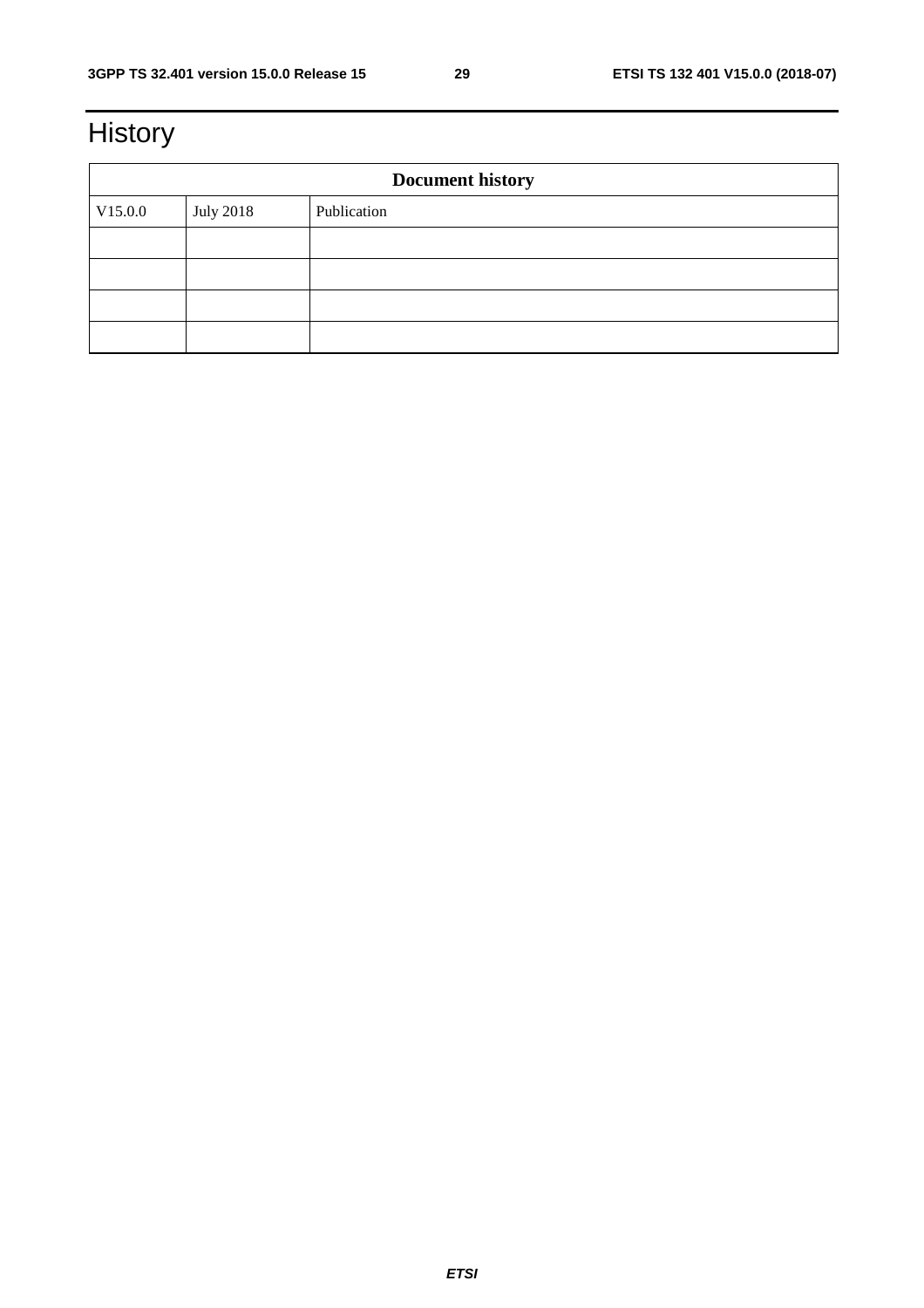# History

| Document history | | |
|---|---|---|
| V15.0.0 | July 2018 | Publication |
| | | |
| | | |
| | | |
| | | |